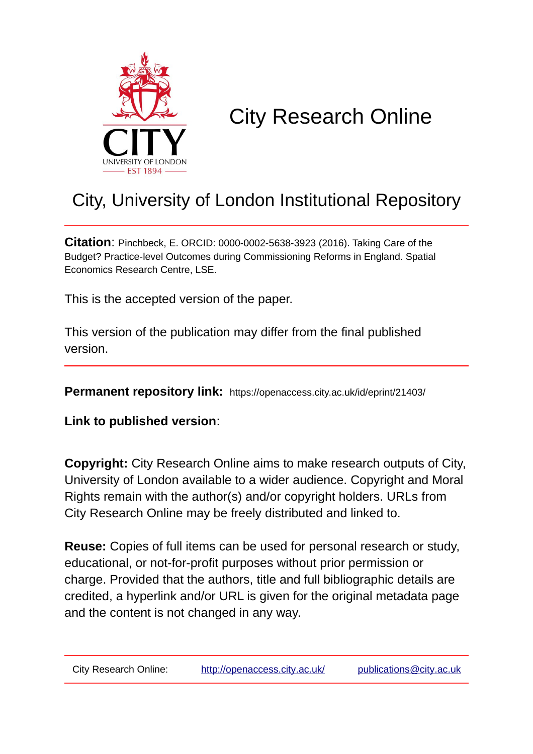CITY
UNIVERSITY OF LONDON
EST 1894

# City Research Online

## City, University of London Institutional Repository

**Citation**: Pinchbeck, E. ORCID: 0000-0002-5638-3923 (2016). Taking Care of the Budget? Practice-level Outcomes during Commissioning Reforms in England. Spatial Economics Research Centre, LSE.

This is the accepted version of the paper.

This version of the publication may differ from the final published version.

---

**Permanent repository link:** https://openaccess.city.ac.uk/id/eprint/21403/

**Link to published version**:

**Copyright:** City Research Online aims to make research outputs of City, University of London available to a wider audience. Copyright and Moral Rights remain with the author(s) and/or copyright holders. URLs from City Research Online may be freely distributed and linked to.

**Reuse:** Copies of full items can be used for personal research or study, educational, or not-for-profit purposes without prior permission or charge. Provided that the authors, title and full bibliographic details are credited, a hyperlink and/or URL is given for the original metadata page and the content is not changed in any way.

---

City Research Online: http://openaccess.city.ac.uk/ publications@city.ac.uk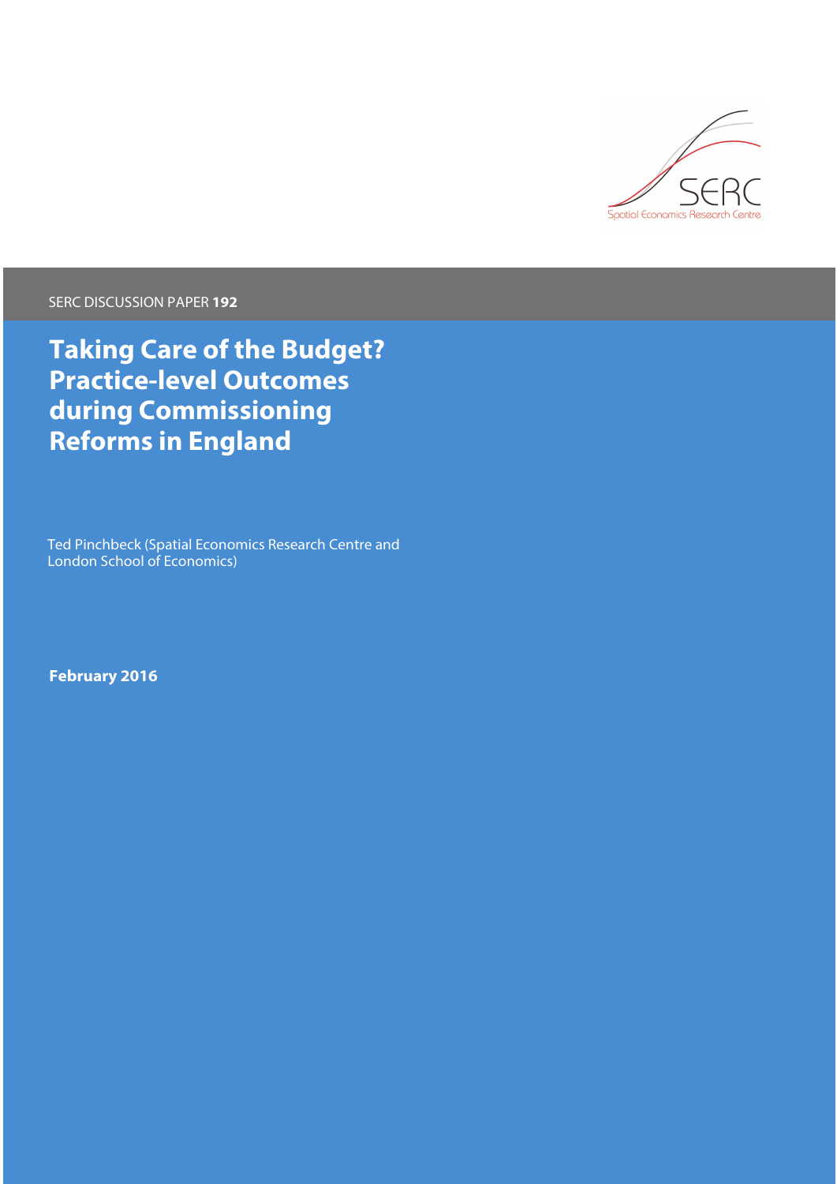SERC DISCUSSION PAPER **192**

# Taking Care of the Budget? Practice-level Outcomes during Commissioning Reforms in England

Ted Pinchbeck (Spatial Economics Research Centre and London School of Economics)

**February 2016**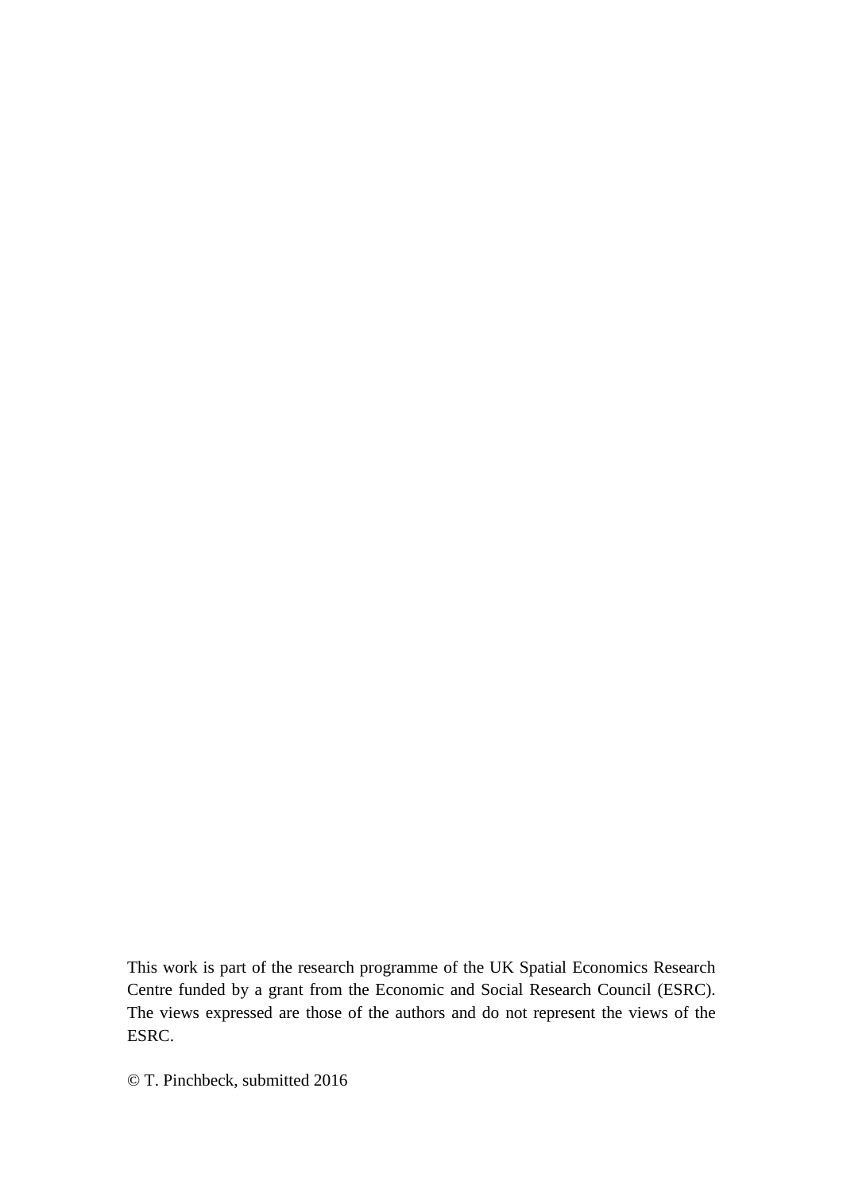This work is part of the research programme of the UK Spatial Economics Research Centre funded by a grant from the Economic and Social Research Council (ESRC). The views expressed are those of the authors and do not represent the views of the ESRC.

© T. Pinchbeck, submitted 2016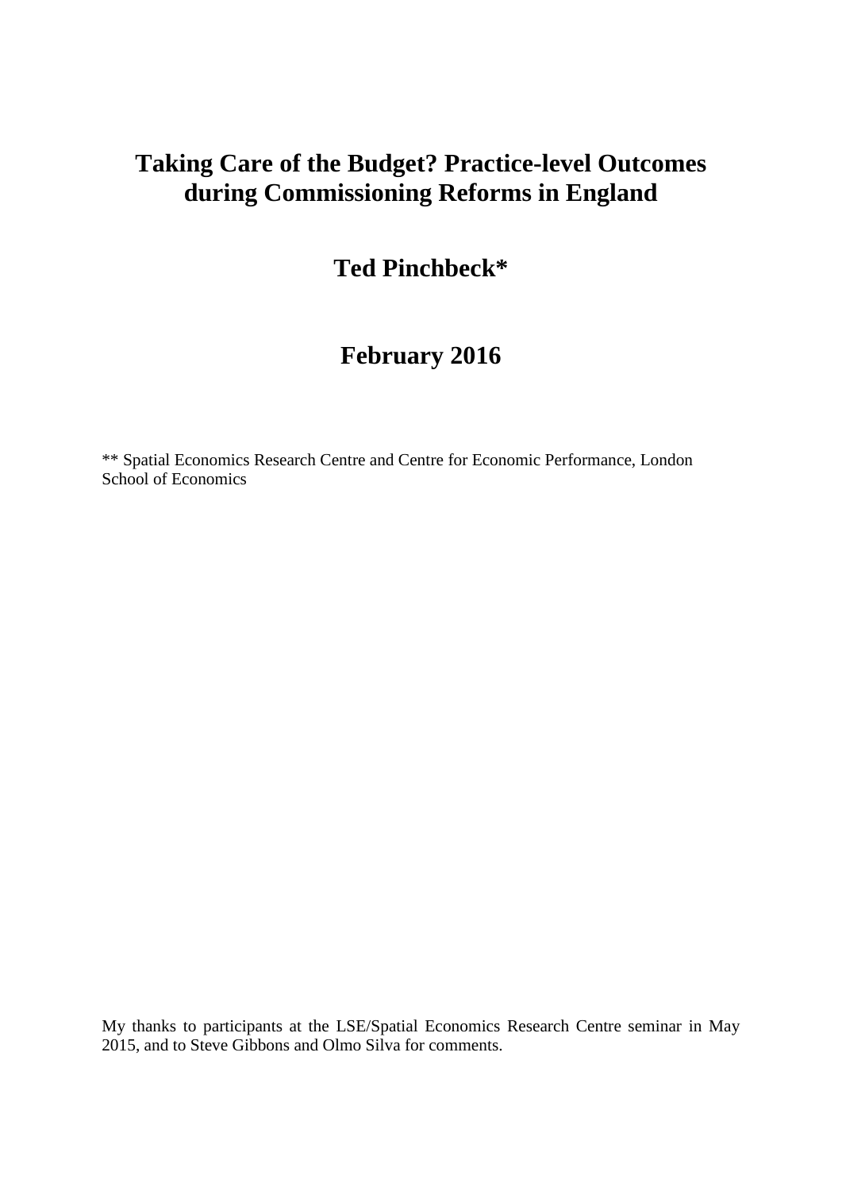# Taking Care of the Budget? Practice-level Outcomes during Commissioning Reforms in England

## Ted Pinchbeck*

## February 2016

** Spatial Economics Research Centre and Centre for Economic Performance, London School of Economics

My thanks to participants at the LSE/Spatial Economics Research Centre seminar in May 2015, and to Steve Gibbons and Olmo Silva for comments.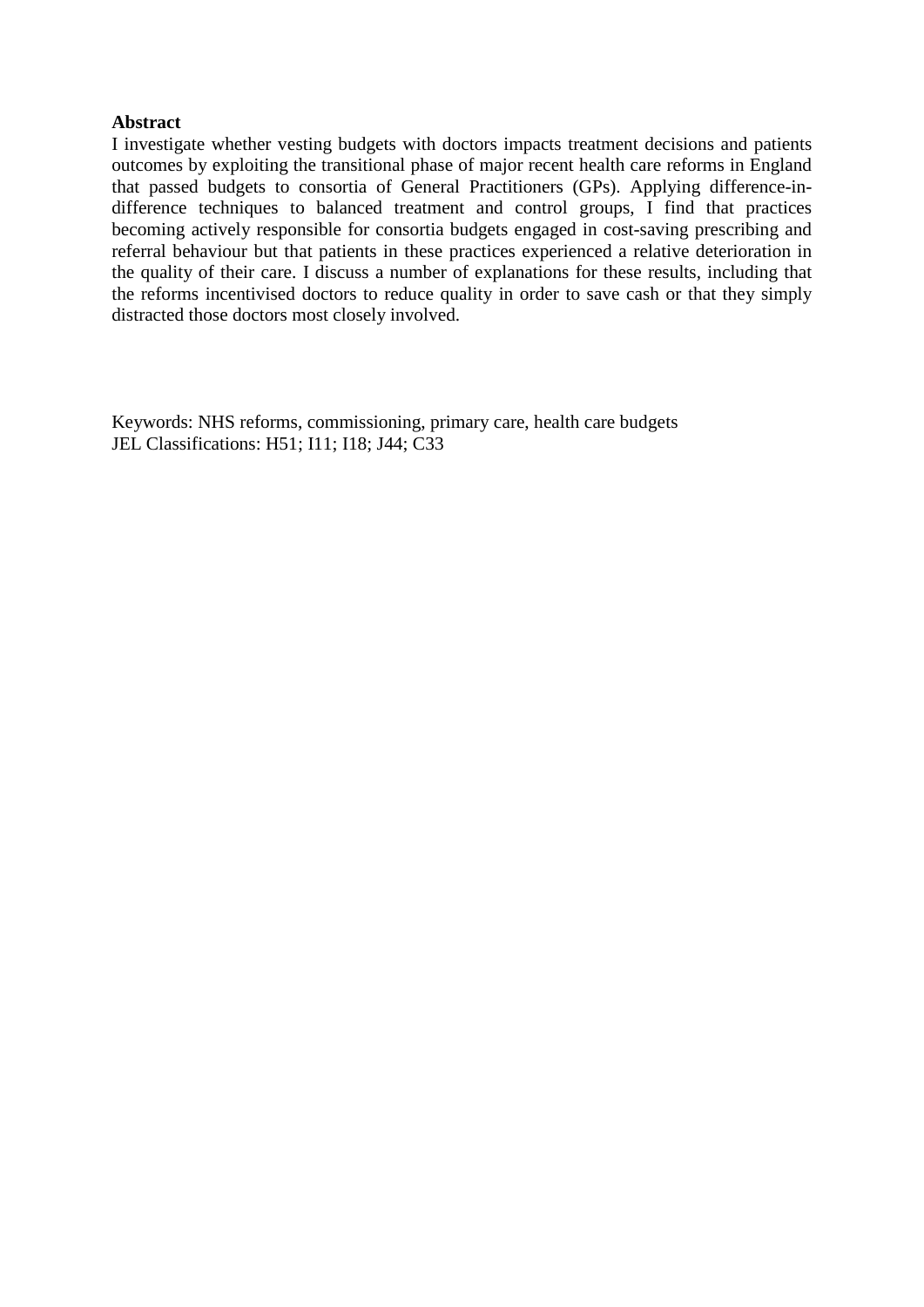**Abstract**

I investigate whether vesting budgets with doctors impacts treatment decisions and patients outcomes by exploiting the transitional phase of major recent health care reforms in England that passed budgets to consortia of General Practitioners (GPs). Applying difference-in-difference techniques to balanced treatment and control groups, I find that practices becoming actively responsible for consortia budgets engaged in cost-saving prescribing and referral behaviour but that patients in these practices experienced a relative deterioration in the quality of their care. I discuss a number of explanations for these results, including that the reforms incentivised doctors to reduce quality in order to save cash or that they simply distracted those doctors most closely involved.

Keywords: NHS reforms, commissioning, primary care, health care budgets
JEL Classifications: H51; I11; I18; J44; C33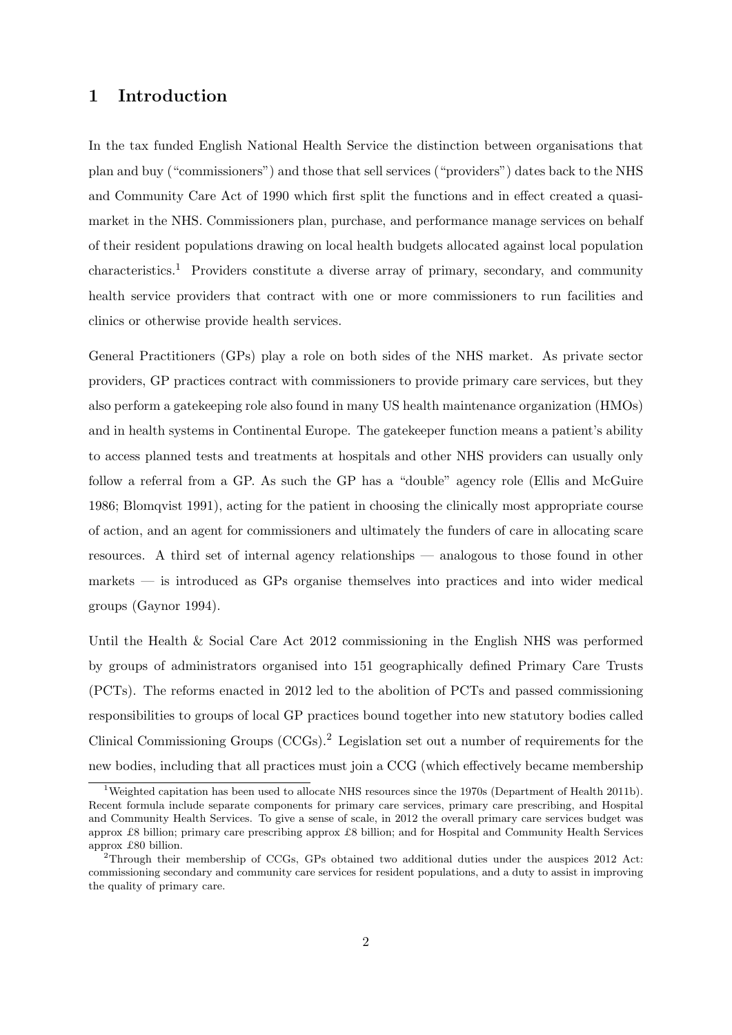# 1 Introduction

In the tax funded English National Health Service the distinction between organisations that plan and buy ("commissioners") and those that sell services ("providers") dates back to the NHS and Community Care Act of 1990 which first split the functions and in effect created a quasi-market in the NHS. Commissioners plan, purchase, and performance manage services on behalf of their resident populations drawing on local health budgets allocated against local population characteristics.[1] Providers constitute a diverse array of primary, secondary, and community health service providers that contract with one or more commissioners to run facilities and clinics or otherwise provide health services.

General Practitioners (GPs) play a role on both sides of the NHS market. As private sector providers, GP practices contract with commissioners to provide primary care services, but they also perform a gatekeeping role also found in many US health maintenance organization (HMOs) and in health systems in Continental Europe. The gatekeeper function means a patient's ability to access planned tests and treatments at hospitals and other NHS providers can usually only follow a referral from a GP. As such the GP has a "double" agency role (Ellis and McGuire 1986; Blomqvist 1991), acting for the patient in choosing the clinically most appropriate course of action, and an agent for commissioners and ultimately the funders of care in allocating scare resources. A third set of internal agency relationships — analogous to those found in other markets — is introduced as GPs organise themselves into practices and into wider medical groups (Gaynor 1994).

Until the Health & Social Care Act 2012 commissioning in the English NHS was performed by groups of administrators organised into 151 geographically defined Primary Care Trusts (PCTs). The reforms enacted in 2012 led to the abolition of PCTs and passed commissioning responsibilities to groups of local GP practices bound together into new statutory bodies called Clinical Commissioning Groups (CCGs).[2] Legislation set out a number of requirements for the new bodies, including that all practices must join a CCG (which effectively became membership

[1] Weighted capitation has been used to allocate NHS resources since the 1970s (Department of Health 2011b). Recent formula include separate components for primary care services, primary care prescribing, and Hospital and Community Health Services. To give a sense of scale, in 2012 the overall primary care services budget was approx £8 billion; primary care prescribing approx £8 billion; and for Hospital and Community Health Services approx £80 billion.

[2] Through their membership of CCGs, GPs obtained two additional duties under the auspices 2012 Act: commissioning secondary and community care services for resident populations, and a duty to assist in improving the quality of primary care.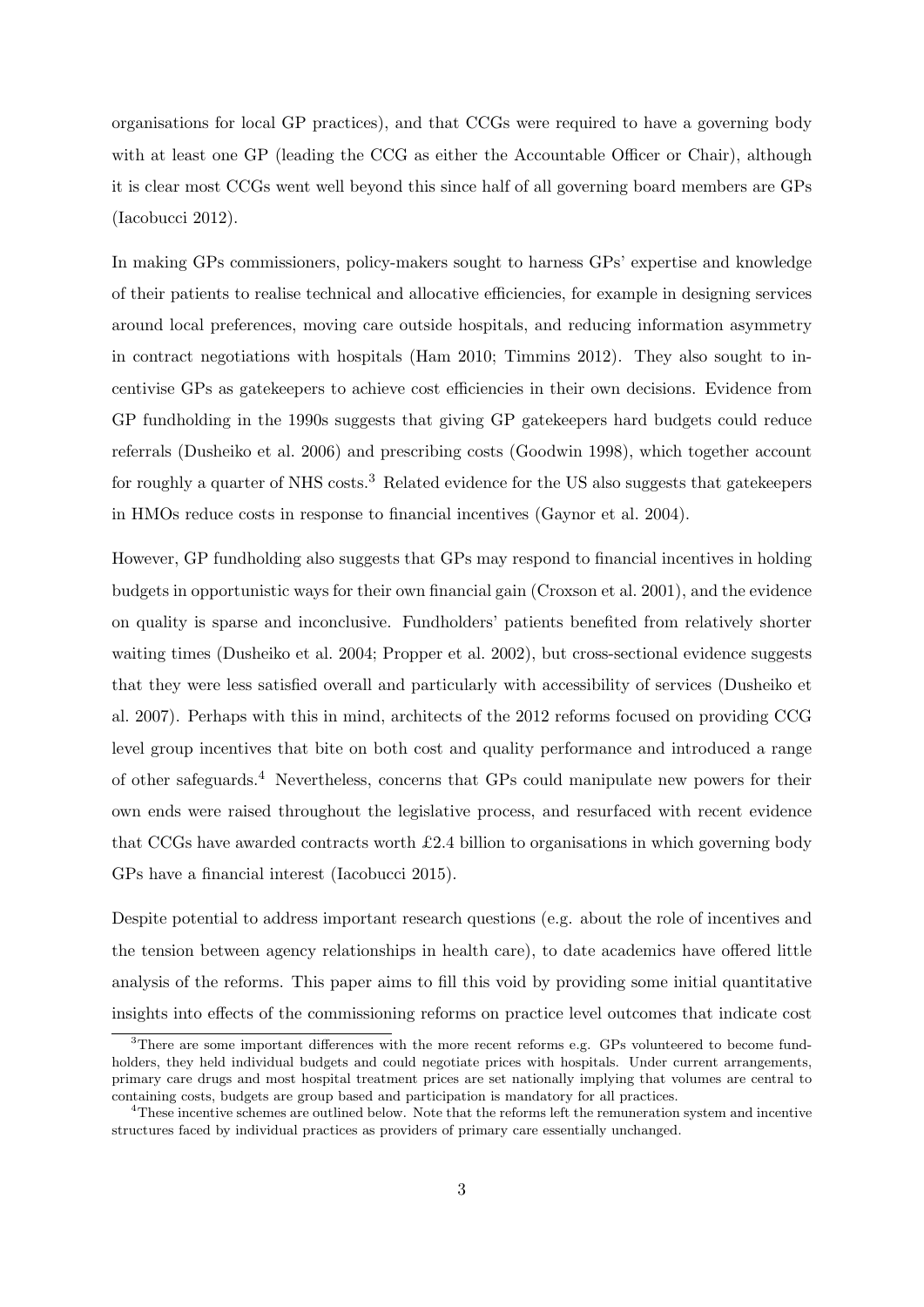organisations for local GP practices), and that CCGs were required to have a governing body with at least one GP (leading the CCG as either the Accountable Officer or Chair), although it is clear most CCGs went well beyond this since half of all governing board members are GPs (Iacobucci 2012).

In making GPs commissioners, policy-makers sought to harness GPs' expertise and knowledge of their patients to realise technical and allocative efficiencies, for example in designing services around local preferences, moving care outside hospitals, and reducing information asymmetry in contract negotiations with hospitals (Ham 2010; Timmins 2012). They also sought to incentivise GPs as gatekeepers to achieve cost efficiencies in their own decisions. Evidence from GP fundholding in the 1990s suggests that giving GP gatekeepers hard budgets could reduce referrals (Dusheiko et al. 2006) and prescribing costs (Goodwin 1998), which together account for roughly a quarter of NHS costs.[3] Related evidence for the US also suggests that gatekeepers in HMOs reduce costs in response to financial incentives (Gaynor et al. 2004).

However, GP fundholding also suggests that GPs may respond to financial incentives in holding budgets in opportunistic ways for their own financial gain (Croxson et al. 2001), and the evidence on quality is sparse and inconclusive. Fundholders' patients benefited from relatively shorter waiting times (Dusheiko et al. 2004; Propper et al. 2002), but cross-sectional evidence suggests that they were less satisfied overall and particularly with accessibility of services (Dusheiko et al. 2007). Perhaps with this in mind, architects of the 2012 reforms focused on providing CCG level group incentives that bite on both cost and quality performance and introduced a range of other safeguards.[4] Nevertheless, concerns that GPs could manipulate new powers for their own ends were raised throughout the legislative process, and resurfaced with recent evidence that CCGs have awarded contracts worth £2.4 billion to organisations in which governing body GPs have a financial interest (Iacobucci 2015).

Despite potential to address important research questions (e.g. about the role of incentives and the tension between agency relationships in health care), to date academics have offered little analysis of the reforms. This paper aims to fill this void by providing some initial quantitative insights into effects of the commissioning reforms on practice level outcomes that indicate cost

[3] There are some important differences with the more recent reforms e.g. GPs volunteered to become fundholders, they held individual budgets and could negotiate prices with hospitals. Under current arrangements, primary care drugs and most hospital treatment prices are set nationally implying that volumes are central to containing costs, budgets are group based and participation is mandatory for all practices.

[4] These incentive schemes are outlined below. Note that the reforms left the remuneration system and incentive structures faced by individual practices as providers of primary care essentially unchanged.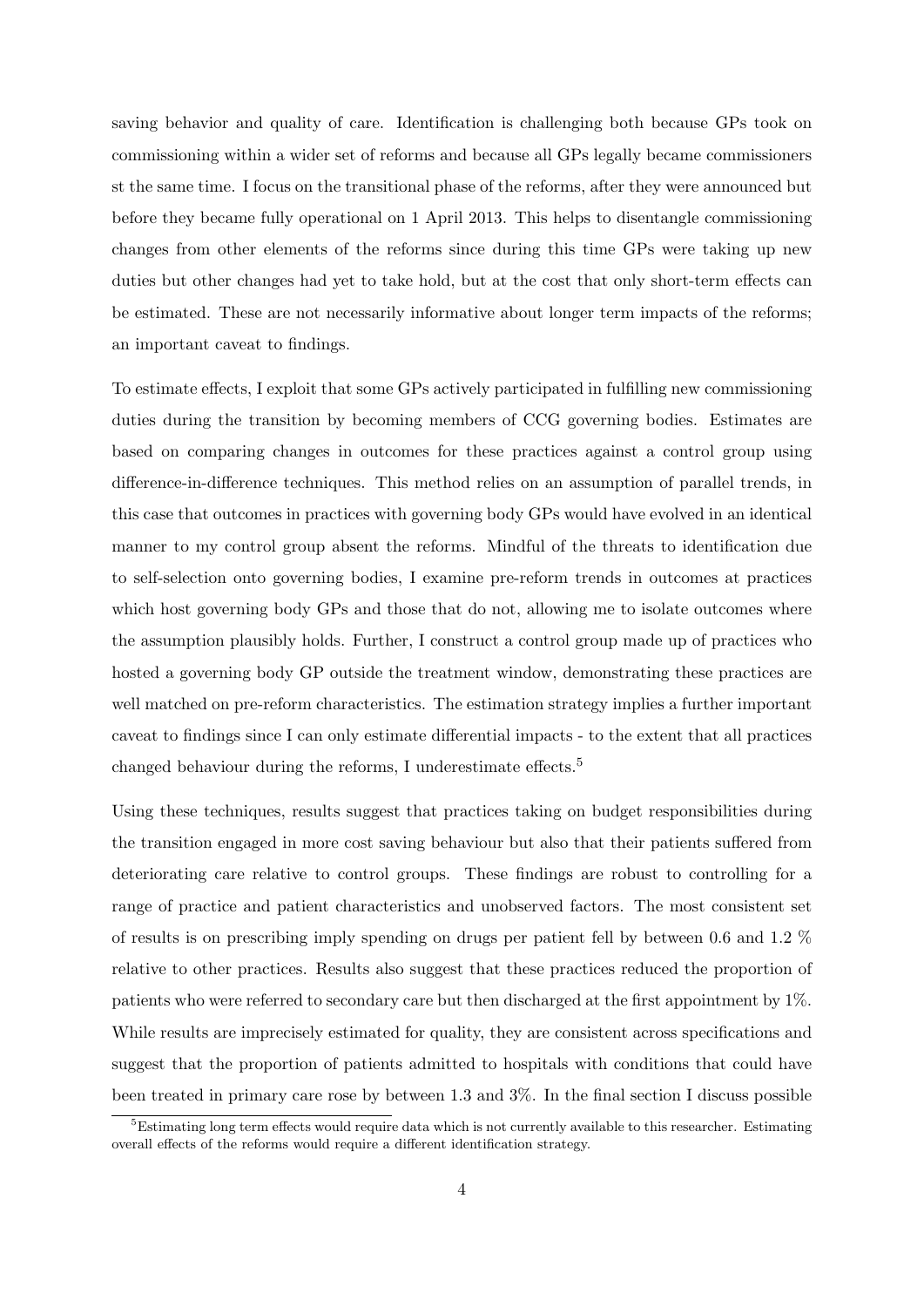saving behavior and quality of care. Identification is challenging both because GPs took on commissioning within a wider set of reforms and because all GPs legally became commissioners st the same time. I focus on the transitional phase of the reforms, after they were announced but before they became fully operational on 1 April 2013. This helps to disentangle commissioning changes from other elements of the reforms since during this time GPs were taking up new duties but other changes had yet to take hold, but at the cost that only short-term effects can be estimated. These are not necessarily informative about longer term impacts of the reforms; an important caveat to findings.

To estimate effects, I exploit that some GPs actively participated in fulfilling new commissioning duties during the transition by becoming members of CCG governing bodies. Estimates are based on comparing changes in outcomes for these practices against a control group using difference-in-difference techniques. This method relies on an assumption of parallel trends, in this case that outcomes in practices with governing body GPs would have evolved in an identical manner to my control group absent the reforms. Mindful of the threats to identification due to self-selection onto governing bodies, I examine pre-reform trends in outcomes at practices which host governing body GPs and those that do not, allowing me to isolate outcomes where the assumption plausibly holds. Further, I construct a control group made up of practices who hosted a governing body GP outside the treatment window, demonstrating these practices are well matched on pre-reform characteristics. The estimation strategy implies a further important caveat to findings since I can only estimate differential impacts - to the extent that all practices changed behaviour during the reforms, I underestimate effects.[5]

Using these techniques, results suggest that practices taking on budget responsibilities during the transition engaged in more cost saving behaviour but also that their patients suffered from deteriorating care relative to control groups. These findings are robust to controlling for a range of practice and patient characteristics and unobserved factors. The most consistent set of results is on prescribing imply spending on drugs per patient fell by between 0.6 and 1.2 % relative to other practices. Results also suggest that these practices reduced the proportion of patients who were referred to secondary care but then discharged at the first appointment by 1%. While results are imprecisely estimated for quality, they are consistent across specifications and suggest that the proportion of patients admitted to hospitals with conditions that could have been treated in primary care rose by between 1.3 and 3%. In the final section I discuss possible

[5] Estimating long term effects would require data which is not currently available to this researcher. Estimating overall effects of the reforms would require a different identification strategy.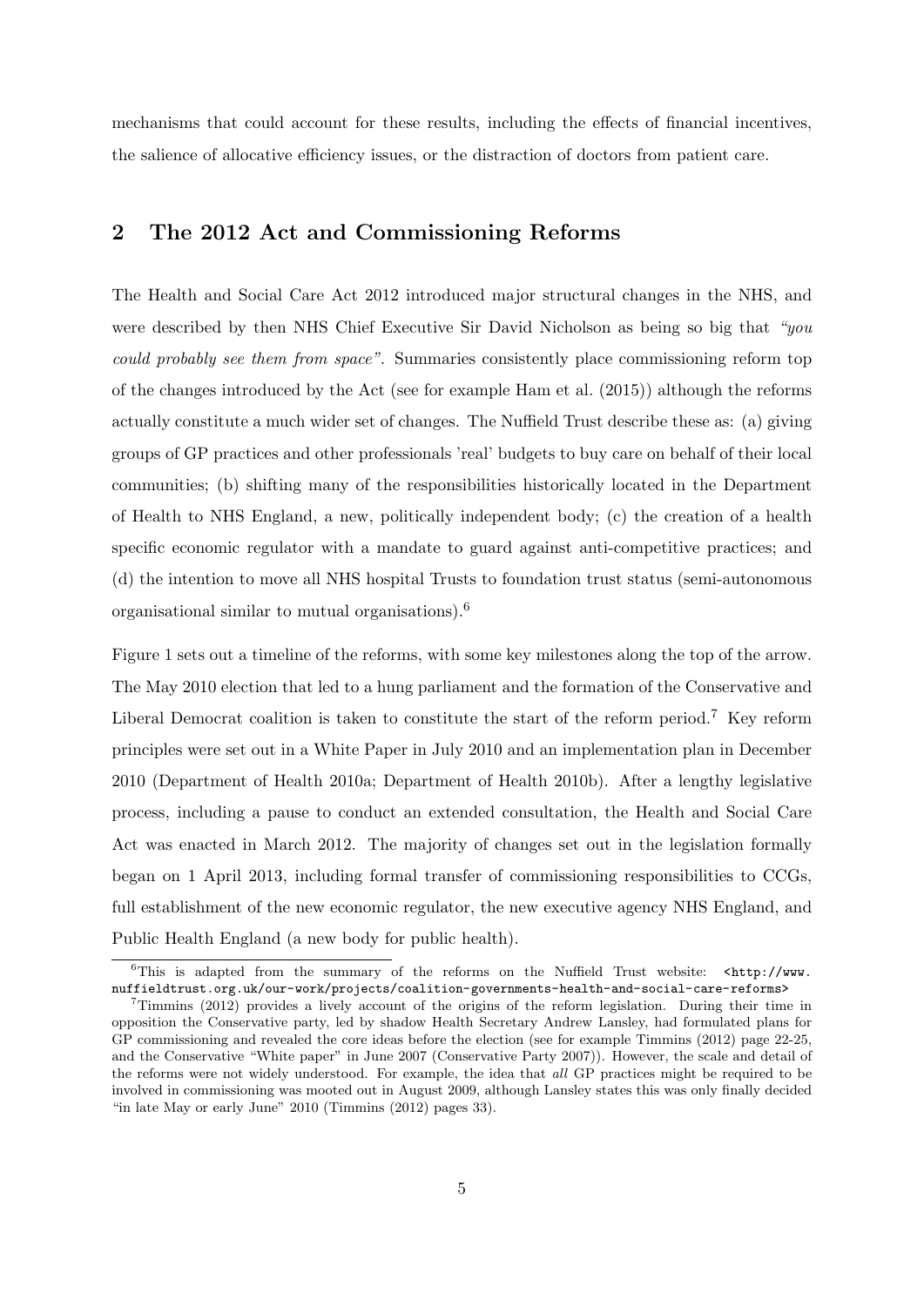mechanisms that could account for these results, including the effects of financial incentives, the salience of allocative efficiency issues, or the distraction of doctors from patient care.

## 2 The 2012 Act and Commissioning Reforms

The Health and Social Care Act 2012 introduced major structural changes in the NHS, and were described by then NHS Chief Executive Sir David Nicholson as being so big that *"you could probably see them from space"*. Summaries consistently place commissioning reform top of the changes introduced by the Act (see for example Ham et al. (2015)) although the reforms actually constitute a much wider set of changes. The Nuffield Trust describe these as: (a) giving groups of GP practices and other professionals 'real' budgets to buy care on behalf of their local communities; (b) shifting many of the responsibilities historically located in the Department of Health to NHS England, a new, politically independent body; (c) the creation of a health specific economic regulator with a mandate to guard against anti-competitive practices; and (d) the intention to move all NHS hospital Trusts to foundation trust status (semi-autonomous organisational similar to mutual organisations).[6]

Figure 1 sets out a timeline of the reforms, with some key milestones along the top of the arrow. The May 2010 election that led to a hung parliament and the formation of the Conservative and Liberal Democrat coalition is taken to constitute the start of the reform period.[7] Key reform principles were set out in a White Paper in July 2010 and an implementation plan in December 2010 (Department of Health 2010a; Department of Health 2010b). After a lengthy legislative process, including a pause to conduct an extended consultation, the Health and Social Care Act was enacted in March 2012. The majority of changes set out in the legislation formally began on 1 April 2013, including formal transfer of commissioning responsibilities to CCGs, full establishment of the new economic regulator, the new executive agency NHS England, and Public Health England (a new body for public health).

[6] This is adapted from the summary of the reforms on the Nuffield Trust website: `<http://www.nuffieldtrust.org.uk/our-work/projects/coalition-governments-health-and-social-care-reforms>`

[7] Timmins (2012) provides a lively account of the origins of the reform legislation. During their time in opposition the Conservative party, led by shadow Health Secretary Andrew Lansley, had formulated plans for GP commissioning and revealed the core ideas before the election (see for example Timmins (2012) page 22-25, and the Conservative "White paper" in June 2007 (Conservative Party 2007)). However, the scale and detail of the reforms were not widely understood. For example, the idea that *all* GP practices might be required to be involved in commissioning was mooted out in August 2009, although Lansley states this was only finally decided "in late May or early June" 2010 (Timmins (2012) pages 33).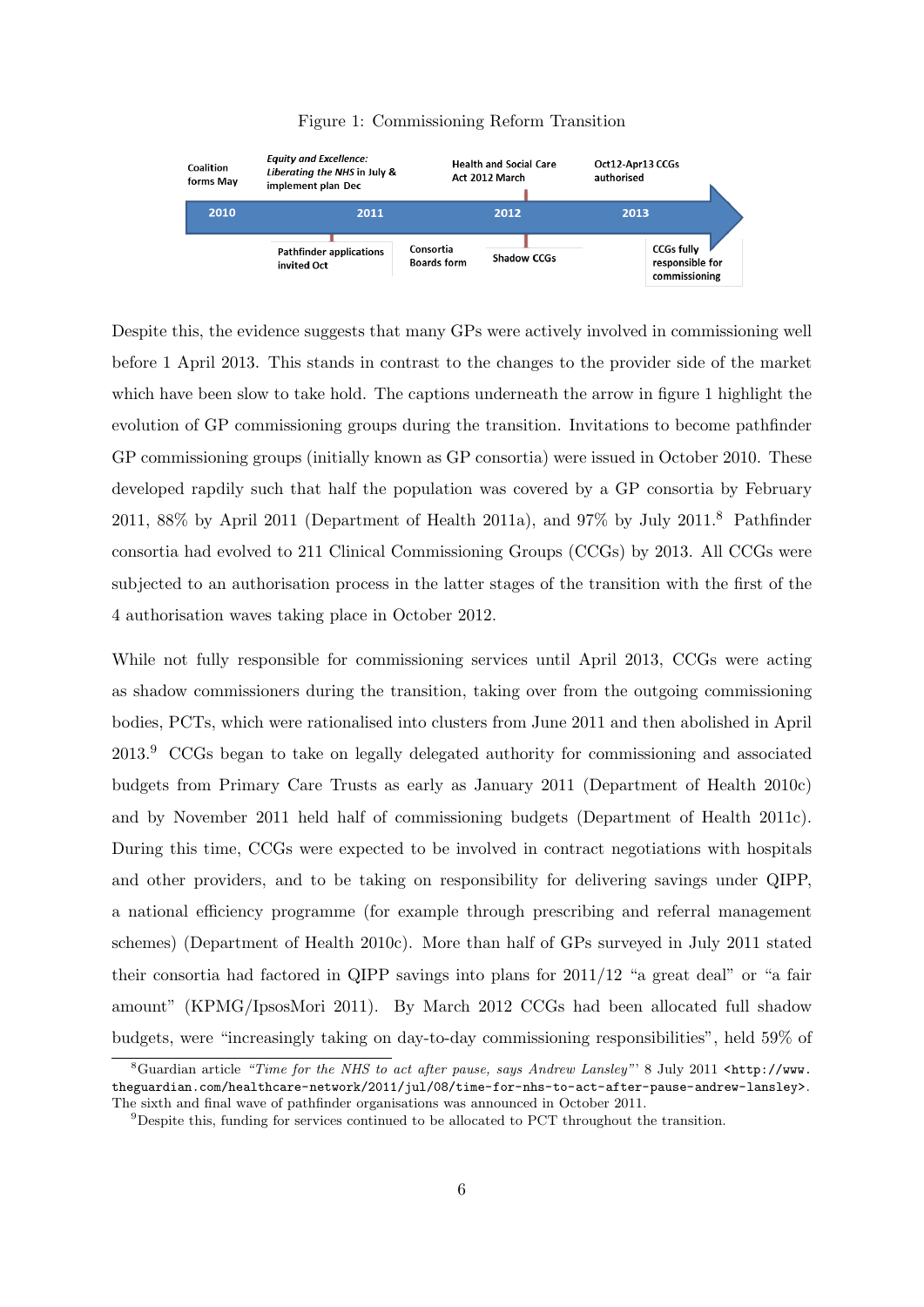Figure 1: Commissioning Reform Transition

Coalition forms May

*Equity and Excellence: Liberating the NHS* in July & implement plan Dec

Health and Social Care Act 2012 March

Oct12-Apr13 CCGs authorised

2010 2011 2012 2013

Pathfinder applications invited Oct

Consortia Boards form

Shadow CCGs

CCGs fully responsible for commissioning

Despite this, the evidence suggests that many GPs were actively involved in commissioning well before 1 April 2013. This stands in contrast to the changes to the provider side of the market which have been slow to take hold. The captions underneath the arrow in figure 1 highlight the evolution of GP commissioning groups during the transition. Invitations to become pathfinder GP commissioning groups (initially known as GP consortia) were issued in October 2010. These developed rapdily such that half the population was covered by a GP consortia by February 2011, 88% by April 2011 (Department of Health 2011a), and 97% by July 2011.[8] Pathfinder consortia had evolved to 211 Clinical Commissioning Groups (CCGs) by 2013. All CCGs were subjected to an authorisation process in the latter stages of the transition with the first of the 4 authorisation waves taking place in October 2012.

While not fully responsible for commissioning services until April 2013, CCGs were acting as shadow commissioners during the transition, taking over from the outgoing commissioning bodies, PCTs, which were rationalised into clusters from June 2011 and then abolished in April 2013.[9] CCGs began to take on legally delegated authority for commissioning and associated budgets from Primary Care Trusts as early as January 2011 (Department of Health 2010c) and by November 2011 held half of commissioning budgets (Department of Health 2011c). During this time, CCGs were expected to be involved in contract negotiations with hospitals and other providers, and to be taking on responsibility for delivering savings under QIPP, a national efficiency programme (for example through prescribing and referral management schemes) (Department of Health 2010c). More than half of GPs surveyed in July 2011 stated their consortia had factored in QIPP savings into plans for 2011/12 "a great deal" or "a fair amount" (KPMG/IpsosMori 2011). By March 2012 CCGs had been allocated full shadow budgets, were "increasingly taking on day-to-day commissioning responsibilities", held 59% of

[8]Guardian article *"Time for the NHS to act after pause, says Andrew Lansley"*' 8 July 2011 `<http://www.theguardian.com/healthcare-network/2011/jul/08/time-for-nhs-to-act-after-pause-andrew-lansley>`. The sixth and final wave of pathfinder organisations was announced in October 2011.

[9]Despite this, funding for services continued to be allocated to PCT throughout the transition.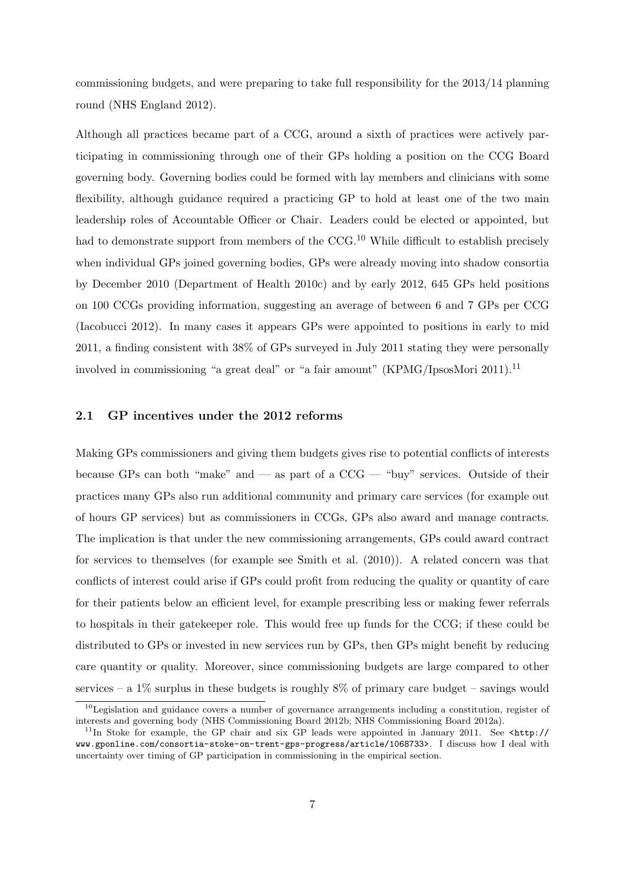commissioning budgets, and were preparing to take full responsibility for the 2013/14 planning round (NHS England 2012).

Although all practices became part of a CCG, around a sixth of practices were actively participating in commissioning through one of their GPs holding a position on the CCG Board governing body. Governing bodies could be formed with lay members and clinicians with some flexibility, although guidance required a practicing GP to hold at least one of the two main leadership roles of Accountable Officer or Chair. Leaders could be elected or appointed, but had to demonstrate support from members of the CCG.[10] While difficult to establish precisely when individual GPs joined governing bodies, GPs were already moving into shadow consortia by December 2010 (Department of Health 2010c) and by early 2012, 645 GPs held positions on 100 CCGs providing information, suggesting an average of between 6 and 7 GPs per CCG (Iacobucci 2012). In many cases it appears GPs were appointed to positions in early to mid 2011, a finding consistent with 38% of GPs surveyed in July 2011 stating they were personally involved in commissioning "a great deal" or "a fair amount" (KPMG/IpsosMori 2011).[11]

### 2.1 GP incentives under the 2012 reforms

Making GPs commissioners and giving them budgets gives rise to potential conflicts of interests because GPs can both "make" and — as part of a CCG — "buy" services. Outside of their practices many GPs also run additional community and primary care services (for example out of hours GP services) but as commissioners in CCGs, GPs also award and manage contracts. The implication is that under the new commissioning arrangements, GPs could award contract for services to themselves (for example see Smith et al. (2010)). A related concern was that conflicts of interest could arise if GPs could profit from reducing the quality or quantity of care for their patients below an efficient level, for example prescribing less or making fewer referrals to hospitals in their gatekeeper role. This would free up funds for the CCG; if these could be distributed to GPs or invested in new services run by GPs, then GPs might benefit by reducing care quantity or quality. Moreover, since commissioning budgets are large compared to other services – a 1% surplus in these budgets is roughly 8% of primary care budget – savings would

[10] Legislation and guidance covers a number of governance arrangements including a constitution, register of interests and governing body (NHS Commissioning Board 2012b; NHS Commissioning Board 2012a).

[11] In Stoke for example, the GP chair and six GP leads were appointed in January 2011. See <http://www.gponline.com/consortia-stoke-on-trent-gps-progress/article/1068733>. I discuss how I deal with uncertainty over timing of GP participation in commissioning in the empirical section.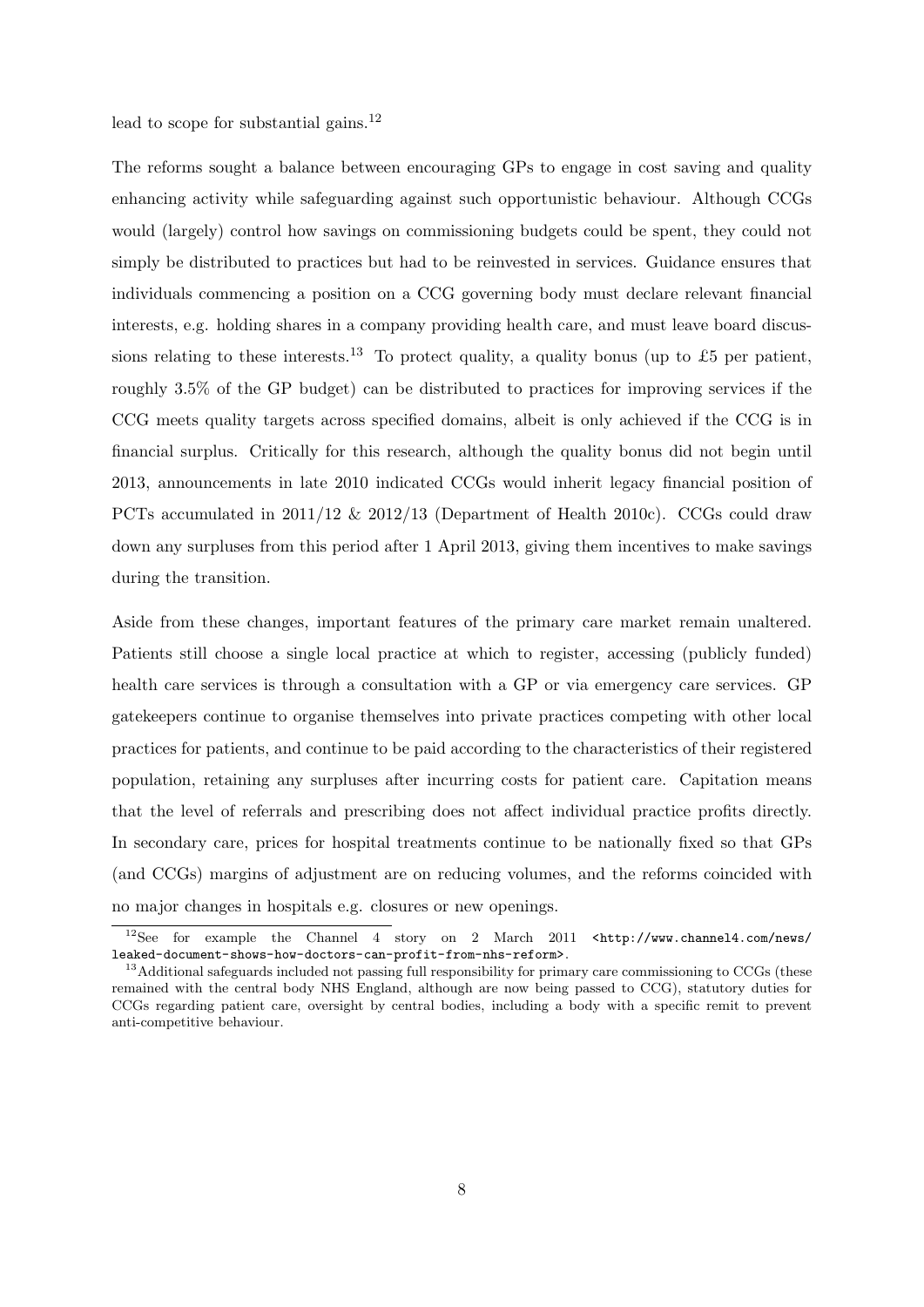lead to scope for substantial gains.[12]

The reforms sought a balance between encouraging GPs to engage in cost saving and quality enhancing activity while safeguarding against such opportunistic behaviour. Although CCGs would (largely) control how savings on commissioning budgets could be spent, they could not simply be distributed to practices but had to be reinvested in services. Guidance ensures that individuals commencing a position on a CCG governing body must declare relevant financial interests, e.g. holding shares in a company providing health care, and must leave board discussions relating to these interests.[13] To protect quality, a quality bonus (up to £5 per patient, roughly 3.5% of the GP budget) can be distributed to practices for improving services if the CCG meets quality targets across specified domains, albeit is only achieved if the CCG is in financial surplus. Critically for this research, although the quality bonus did not begin until 2013, announcements in late 2010 indicated CCGs would inherit legacy financial position of PCTs accumulated in 2011/12 & 2012/13 (Department of Health 2010c). CCGs could draw down any surpluses from this period after 1 April 2013, giving them incentives to make savings during the transition.

Aside from these changes, important features of the primary care market remain unaltered. Patients still choose a single local practice at which to register, accessing (publicly funded) health care services is through a consultation with a GP or via emergency care services. GP gatekeepers continue to organise themselves into private practices competing with other local practices for patients, and continue to be paid according to the characteristics of their registered population, retaining any surpluses after incurring costs for patient care. Capitation means that the level of referrals and prescribing does not affect individual practice profits directly. In secondary care, prices for hospital treatments continue to be nationally fixed so that GPs (and CCGs) margins of adjustment are on reducing volumes, and the reforms coincided with no major changes in hospitals e.g. closures or new openings.

[12] See for example the Channel 4 story on 2 March 2011 <http://www.channel4.com/news/leaked-document-shows-how-doctors-can-profit-from-nhs-reform>.

[13] Additional safeguards included not passing full responsibility for primary care commissioning to CCGs (these remained with the central body NHS England, although are now being passed to CCG), statutory duties for CCGs regarding patient care, oversight by central bodies, including a body with a specific remit to prevent anti-competitive behaviour.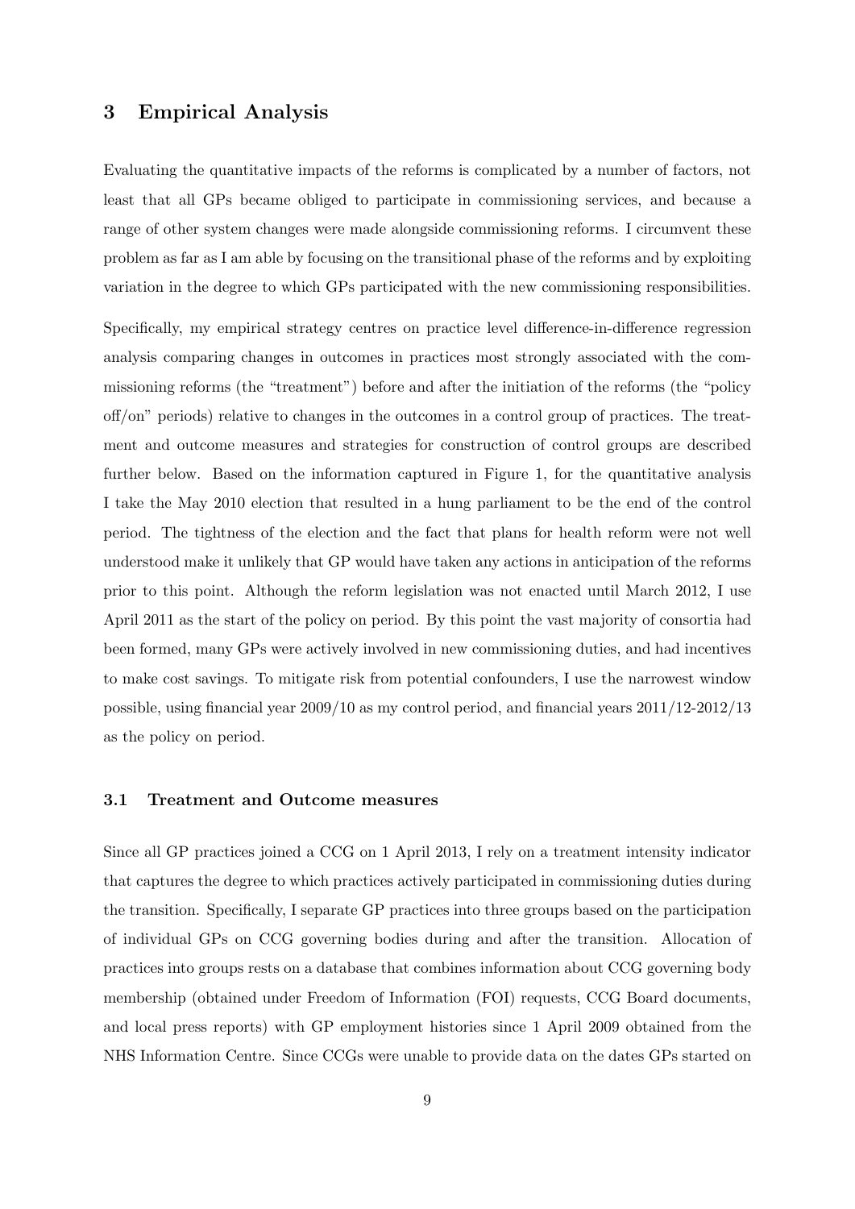## 3 Empirical Analysis

Evaluating the quantitative impacts of the reforms is complicated by a number of factors, not least that all GPs became obliged to participate in commissioning services, and because a range of other system changes were made alongside commissioning reforms. I circumvent these problem as far as I am able by focusing on the transitional phase of the reforms and by exploiting variation in the degree to which GPs participated with the new commissioning responsibilities.

Specifically, my empirical strategy centres on practice level difference-in-difference regression analysis comparing changes in outcomes in practices most strongly associated with the commissioning reforms (the "treatment") before and after the initiation of the reforms (the "policy off/on" periods) relative to changes in the outcomes in a control group of practices. The treatment and outcome measures and strategies for construction of control groups are described further below. Based on the information captured in Figure 1, for the quantitative analysis I take the May 2010 election that resulted in a hung parliament to be the end of the control period. The tightness of the election and the fact that plans for health reform were not well understood make it unlikely that GP would have taken any actions in anticipation of the reforms prior to this point. Although the reform legislation was not enacted until March 2012, I use April 2011 as the start of the policy on period. By this point the vast majority of consortia had been formed, many GPs were actively involved in new commissioning duties, and had incentives to make cost savings. To mitigate risk from potential confounders, I use the narrowest window possible, using financial year 2009/10 as my control period, and financial years 2011/12-2012/13 as the policy on period.

### 3.1 Treatment and Outcome measures

Since all GP practices joined a CCG on 1 April 2013, I rely on a treatment intensity indicator that captures the degree to which practices actively participated in commissioning duties during the transition. Specifically, I separate GP practices into three groups based on the participation of individual GPs on CCG governing bodies during and after the transition. Allocation of practices into groups rests on a database that combines information about CCG governing body membership (obtained under Freedom of Information (FOI) requests, CCG Board documents, and local press reports) with GP employment histories since 1 April 2009 obtained from the NHS Information Centre. Since CCGs were unable to provide data on the dates GPs started on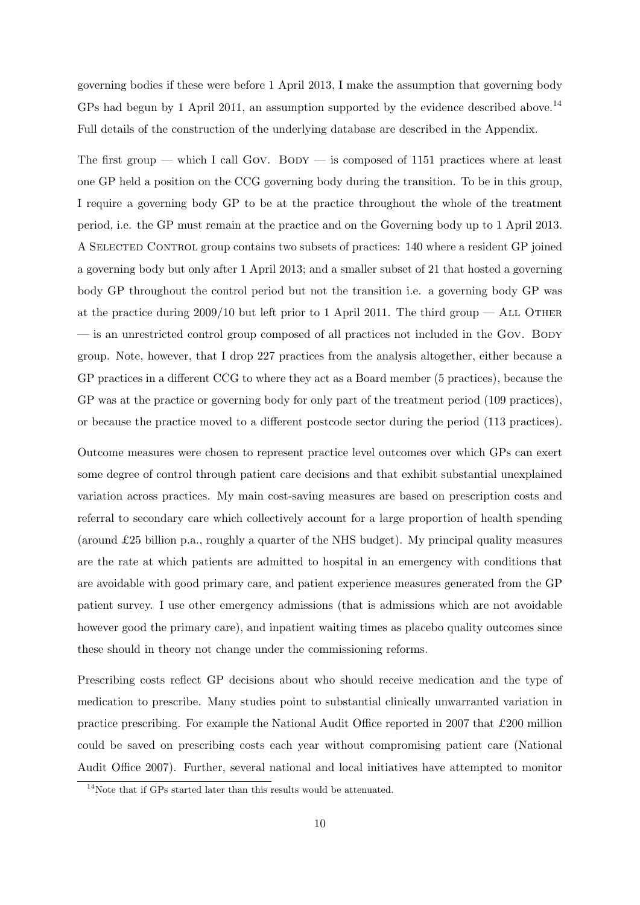governing bodies if these were before 1 April 2013, I make the assumption that governing body GPs had begun by 1 April 2011, an assumption supported by the evidence described above.[14] Full details of the construction of the underlying database are described in the Appendix.

The first group — which I call Gov. Body — is composed of 1151 practices where at least one GP held a position on the CCG governing body during the transition. To be in this group, I require a governing body GP to be at the practice throughout the whole of the treatment period, i.e. the GP must remain at the practice and on the Governing body up to 1 April 2013. A Selected Control group contains two subsets of practices: 140 where a resident GP joined a governing body but only after 1 April 2013; and a smaller subset of 21 that hosted a governing body GP throughout the control period but not the transition i.e. a governing body GP was at the practice during 2009/10 but left prior to 1 April 2011. The third group — All Other — is an unrestricted control group composed of all practices not included in the Gov. Body group. Note, however, that I drop 227 practices from the analysis altogether, either because a GP practices in a different CCG to where they act as a Board member (5 practices), because the GP was at the practice or governing body for only part of the treatment period (109 practices), or because the practice moved to a different postcode sector during the period (113 practices).

Outcome measures were chosen to represent practice level outcomes over which GPs can exert some degree of control through patient care decisions and that exhibit substantial unexplained variation across practices. My main cost-saving measures are based on prescription costs and referral to secondary care which collectively account for a large proportion of health spending (around £25 billion p.a., roughly a quarter of the NHS budget). My principal quality measures are the rate at which patients are admitted to hospital in an emergency with conditions that are avoidable with good primary care, and patient experience measures generated from the GP patient survey. I use other emergency admissions (that is admissions which are not avoidable however good the primary care), and inpatient waiting times as placebo quality outcomes since these should in theory not change under the commissioning reforms.

Prescribing costs reflect GP decisions about who should receive medication and the type of medication to prescribe. Many studies point to substantial clinically unwarranted variation in practice prescribing. For example the National Audit Office reported in 2007 that £200 million could be saved on prescribing costs each year without compromising patient care (National Audit Office 2007). Further, several national and local initiatives have attempted to monitor

[14] Note that if GPs started later than this results would be attenuated.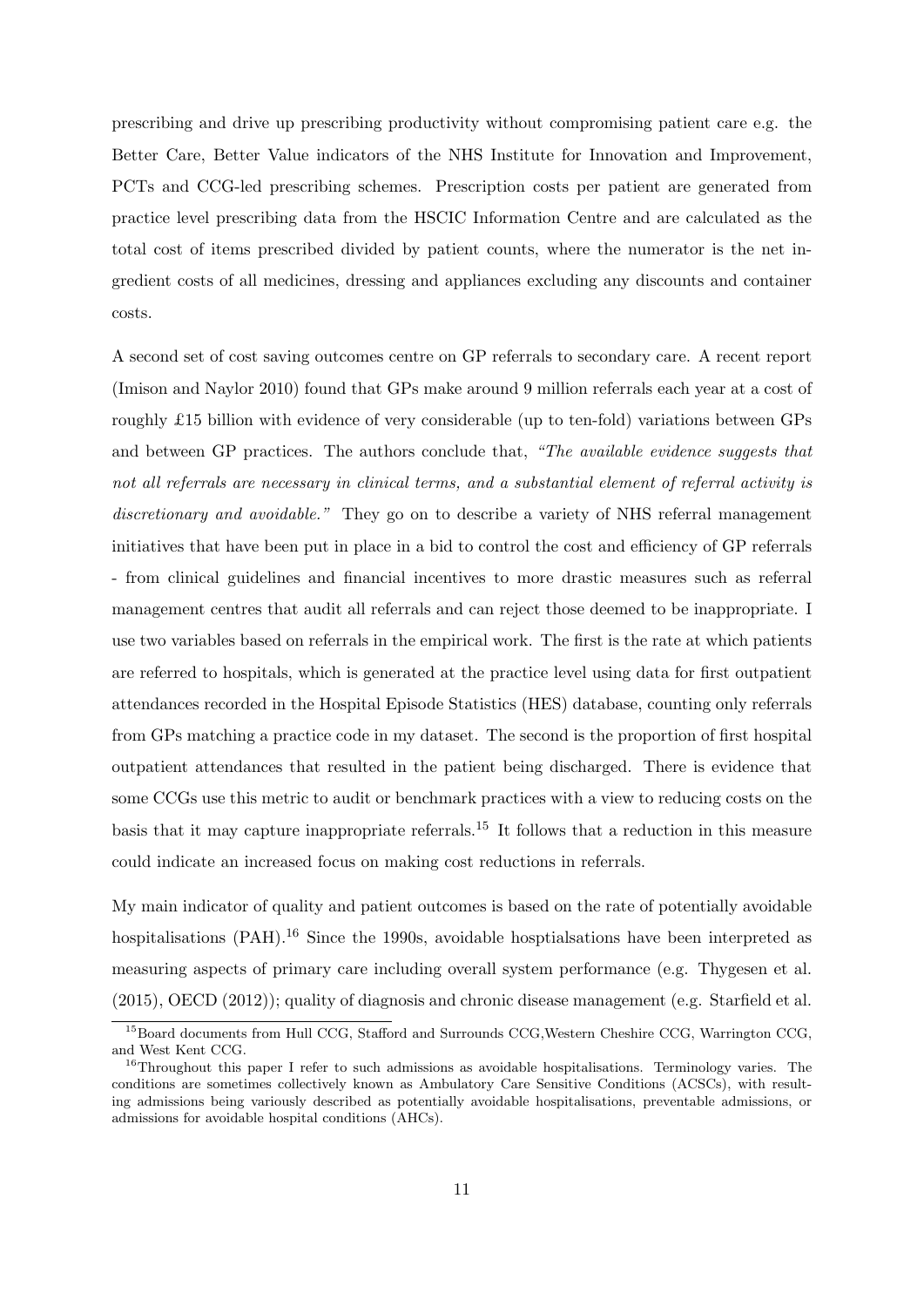prescribing and drive up prescribing productivity without compromising patient care e.g. the Better Care, Better Value indicators of the NHS Institute for Innovation and Improvement, PCTs and CCG-led prescribing schemes. Prescription costs per patient are generated from practice level prescribing data from the HSCIC Information Centre and are calculated as the total cost of items prescribed divided by patient counts, where the numerator is the net ingredient costs of all medicines, dressing and appliances excluding any discounts and container costs.

A second set of cost saving outcomes centre on GP referrals to secondary care. A recent report (Imison and Naylor 2010) found that GPs make around 9 million referrals each year at a cost of roughly £15 billion with evidence of very considerable (up to ten-fold) variations between GPs and between GP practices. The authors conclude that, *"The available evidence suggests that not all referrals are necessary in clinical terms, and a substantial element of referral activity is discretionary and avoidable."* They go on to describe a variety of NHS referral management initiatives that have been put in place in a bid to control the cost and efficiency of GP referrals - from clinical guidelines and financial incentives to more drastic measures such as referral management centres that audit all referrals and can reject those deemed to be inappropriate. I use two variables based on referrals in the empirical work. The first is the rate at which patients are referred to hospitals, which is generated at the practice level using data for first outpatient attendances recorded in the Hospital Episode Statistics (HES) database, counting only referrals from GPs matching a practice code in my dataset. The second is the proportion of first hospital outpatient attendances that resulted in the patient being discharged. There is evidence that some CCGs use this metric to audit or benchmark practices with a view to reducing costs on the basis that it may capture inappropriate referrals.[15] It follows that a reduction in this measure could indicate an increased focus on making cost reductions in referrals.

My main indicator of quality and patient outcomes is based on the rate of potentially avoidable hospitalisations (PAH).[16] Since the 1990s, avoidable hosptialsations have been interpreted as measuring aspects of primary care including overall system performance (e.g. Thygesen et al. (2015), OECD (2012)); quality of diagnosis and chronic disease management (e.g. Starfield et al.

[15] Board documents from Hull CCG, Stafford and Surrounds CCG,Western Cheshire CCG, Warrington CCG, and West Kent CCG.

[16] Throughout this paper I refer to such admissions as avoidable hospitalisations. Terminology varies. The conditions are sometimes collectively known as Ambulatory Care Sensitive Conditions (ACSCs), with resulting admissions being variously described as potentially avoidable hospitalisations, preventable admissions, or admissions for avoidable hospital conditions (AHCs).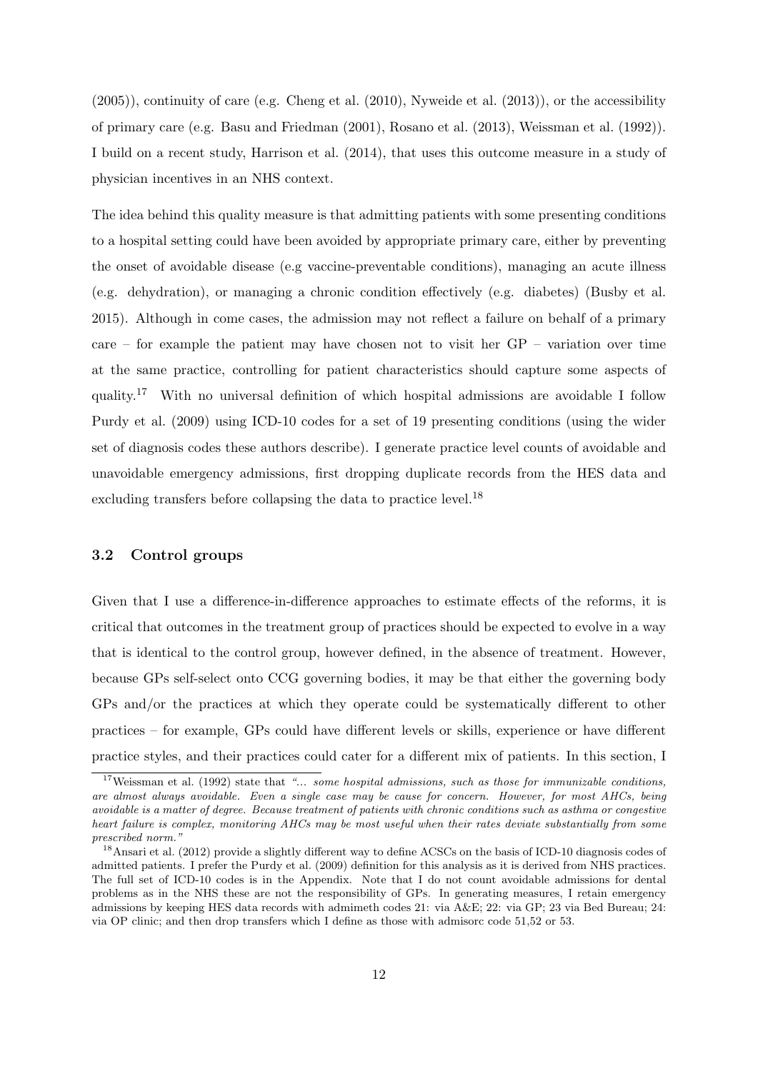(2005)), continuity of care (e.g. Cheng et al. (2010), Nyweide et al. (2013)), or the accessibility of primary care (e.g. Basu and Friedman (2001), Rosano et al. (2013), Weissman et al. (1992)). I build on a recent study, Harrison et al. (2014), that uses this outcome measure in a study of physician incentives in an NHS context.

The idea behind this quality measure is that admitting patients with some presenting conditions to a hospital setting could have been avoided by appropriate primary care, either by preventing the onset of avoidable disease (e.g vaccine-preventable conditions), managing an acute illness (e.g. dehydration), or managing a chronic condition effectively (e.g. diabetes) (Busby et al. 2015). Although in come cases, the admission may not reflect a failure on behalf of a primary care – for example the patient may have chosen not to visit her GP – variation over time at the same practice, controlling for patient characteristics should capture some aspects of quality.[17] With no universal definition of which hospital admissions are avoidable I follow Purdy et al. (2009) using ICD-10 codes for a set of 19 presenting conditions (using the wider set of diagnosis codes these authors describe). I generate practice level counts of avoidable and unavoidable emergency admissions, first dropping duplicate records from the HES data and excluding transfers before collapsing the data to practice level.[18]

### 3.2 Control groups

Given that I use a difference-in-difference approaches to estimate effects of the reforms, it is critical that outcomes in the treatment group of practices should be expected to evolve in a way that is identical to the control group, however defined, in the absence of treatment. However, because GPs self-select onto CCG governing bodies, it may be that either the governing body GPs and/or the practices at which they operate could be systematically different to other practices – for example, GPs could have different levels or skills, experience or have different practice styles, and their practices could cater for a different mix of patients. In this section, I

[17] Weissman et al. (1992) state that *"... some hospital admissions, such as those for immunizable conditions, are almost always avoidable. Even a single case may be cause for concern. However, for most AHCs, being avoidable is a matter of degree. Because treatment of patients with chronic conditions such as asthma or congestive heart failure is complex, monitoring AHCs may be most useful when their rates deviate substantially from some prescribed norm."*

[18] Ansari et al. (2012) provide a slightly different way to define ACSCs on the basis of ICD-10 diagnosis codes of admitted patients. I prefer the Purdy et al. (2009) definition for this analysis as it is derived from NHS practices. The full set of ICD-10 codes is in the Appendix. Note that I do not count avoidable admissions for dental problems as in the NHS these are not the responsibility of GPs. In generating measures, I retain emergency admissions by keeping HES data records with admimeth codes 21: via A&E; 22: via GP; 23 via Bed Bureau; 24: via OP clinic; and then drop transfers which I define as those with admisorc code 51,52 or 53.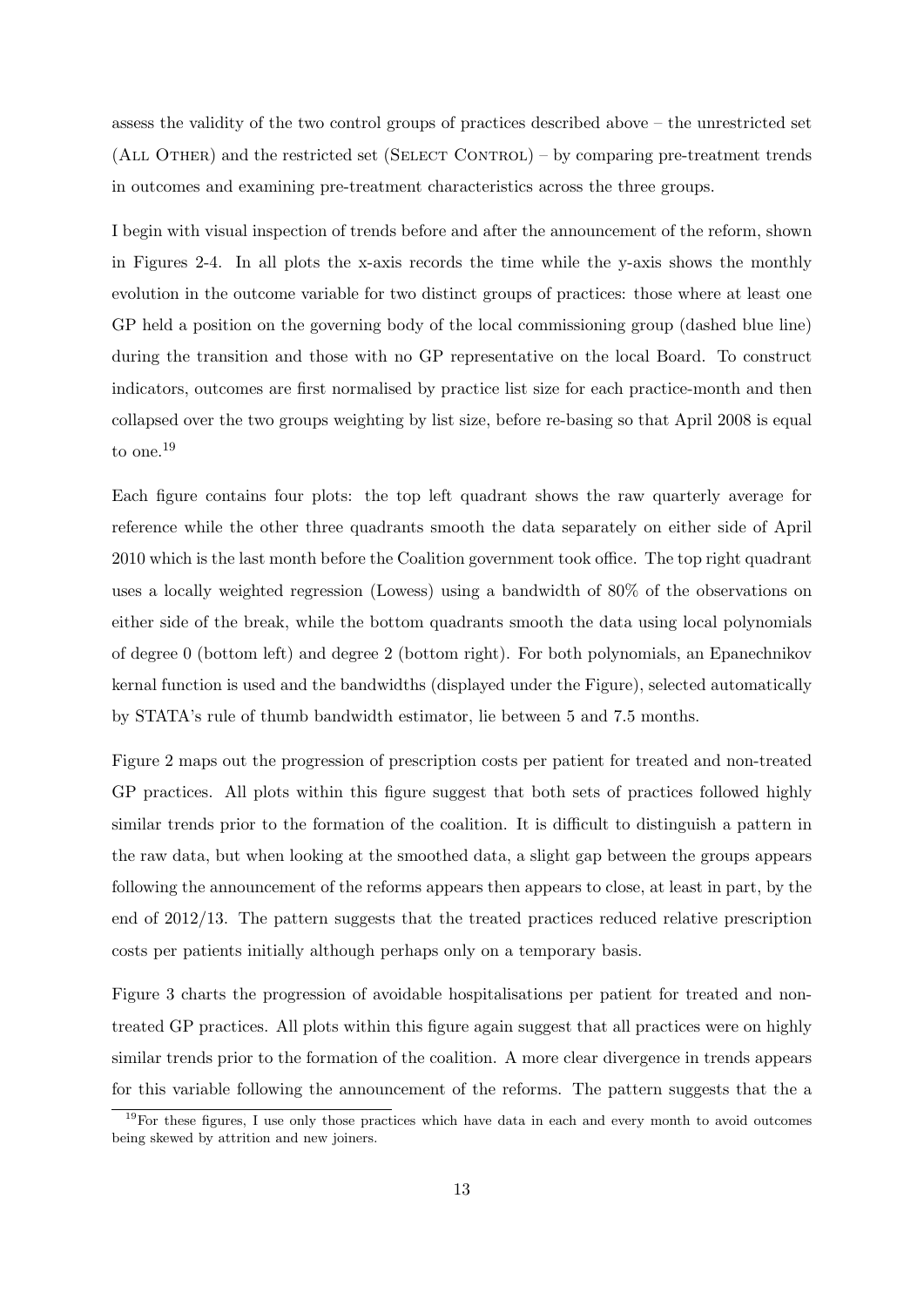assess the validity of the two control groups of practices described above – the unrestricted set (All Other) and the restricted set (Select Control) – by comparing pre-treatment trends in outcomes and examining pre-treatment characteristics across the three groups.

I begin with visual inspection of trends before and after the announcement of the reform, shown in Figures 2-4. In all plots the x-axis records the time while the y-axis shows the monthly evolution in the outcome variable for two distinct groups of practices: those where at least one GP held a position on the governing body of the local commissioning group (dashed blue line) during the transition and those with no GP representative on the local Board. To construct indicators, outcomes are first normalised by practice list size for each practice-month and then collapsed over the two groups weighting by list size, before re-basing so that April 2008 is equal to one.[19]

Each figure contains four plots: the top left quadrant shows the raw quarterly average for reference while the other three quadrants smooth the data separately on either side of April 2010 which is the last month before the Coalition government took office. The top right quadrant uses a locally weighted regression (Lowess) using a bandwidth of 80% of the observations on either side of the break, while the bottom quadrants smooth the data using local polynomials of degree 0 (bottom left) and degree 2 (bottom right). For both polynomials, an Epanechnikov kernal function is used and the bandwidths (displayed under the Figure), selected automatically by STATA's rule of thumb bandwidth estimator, lie between 5 and 7.5 months.

Figure 2 maps out the progression of prescription costs per patient for treated and non-treated GP practices. All plots within this figure suggest that both sets of practices followed highly similar trends prior to the formation of the coalition. It is difficult to distinguish a pattern in the raw data, but when looking at the smoothed data, a slight gap between the groups appears following the announcement of the reforms appears then appears to close, at least in part, by the end of 2012/13. The pattern suggests that the treated practices reduced relative prescription costs per patients initially although perhaps only on a temporary basis.

Figure 3 charts the progression of avoidable hospitalisations per patient for treated and non-treated GP practices. All plots within this figure again suggest that all practices were on highly similar trends prior to the formation of the coalition. A more clear divergence in trends appears for this variable following the announcement of the reforms. The pattern suggests that the a

[19] For these figures, I use only those practices which have data in each and every month to avoid outcomes being skewed by attrition and new joiners.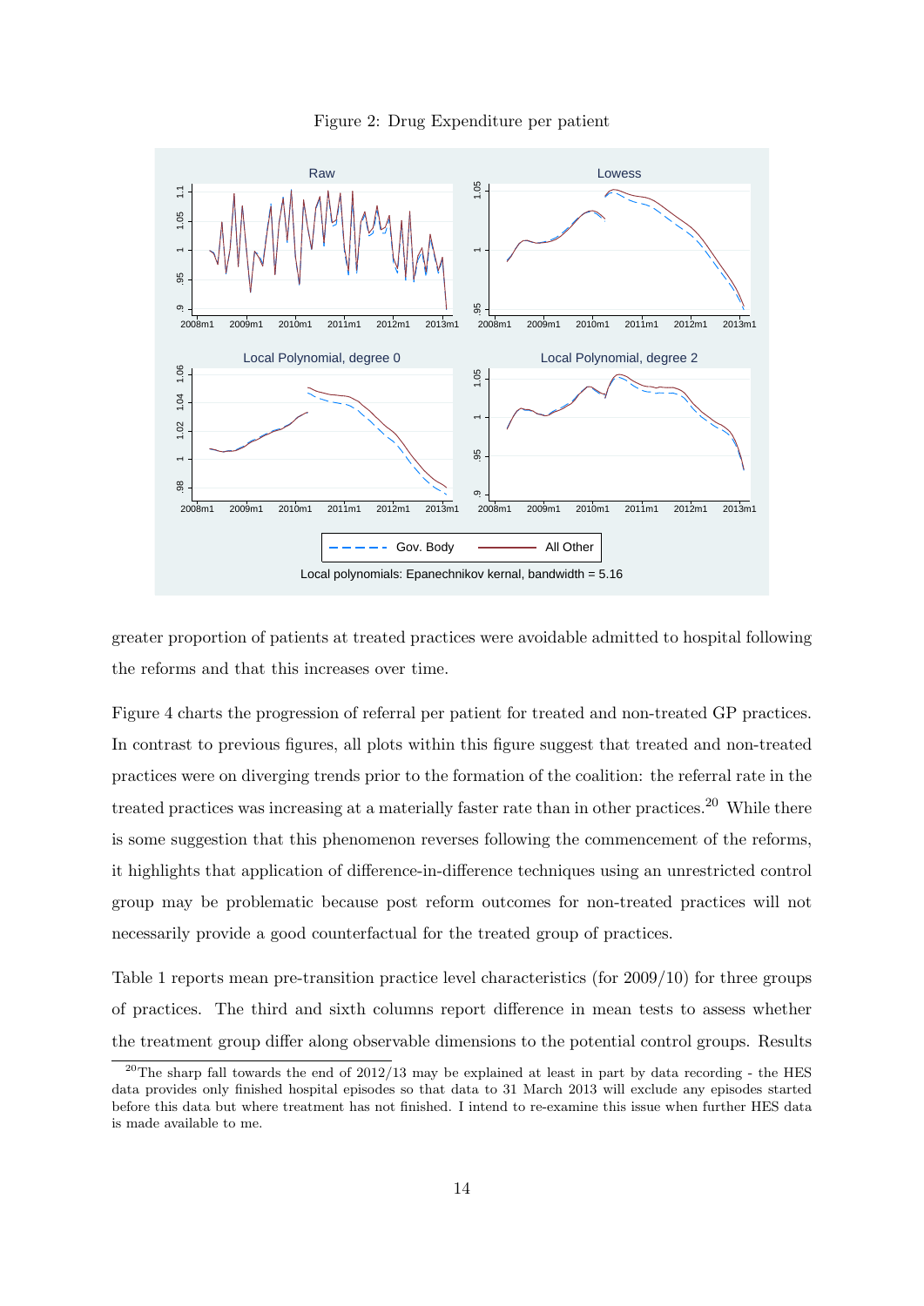Figure 2: Drug Expenditure per patient

greater proportion of patients at treated practices were avoidable admitted to hospital following the reforms and that this increases over time.

Figure 4 charts the progression of referral per patient for treated and non-treated GP practices. In contrast to previous figures, all plots within this figure suggest that treated and non-treated practices were on diverging trends prior to the formation of the coalition: the referral rate in the treated practices was increasing at a materially faster rate than in other practices.[20] While there is some suggestion that this phenomenon reverses following the commencement of the reforms, it highlights that application of difference-in-difference techniques using an unrestricted control group may be problematic because post reform outcomes for non-treated practices will not necessarily provide a good counterfactual for the treated group of practices.

Table 1 reports mean pre-transition practice level characteristics (for 2009/10) for three groups of practices. The third and sixth columns report difference in mean tests to assess whether the treatment group differ along observable dimensions to the potential control groups. Results

[20] The sharp fall towards the end of 2012/13 may be explained at least in part by data recording - the HES data provides only finished hospital episodes so that data to 31 March 2013 will exclude any episodes started before this data but where treatment has not finished. I intend to re-examine this issue when further HES data is made available to me.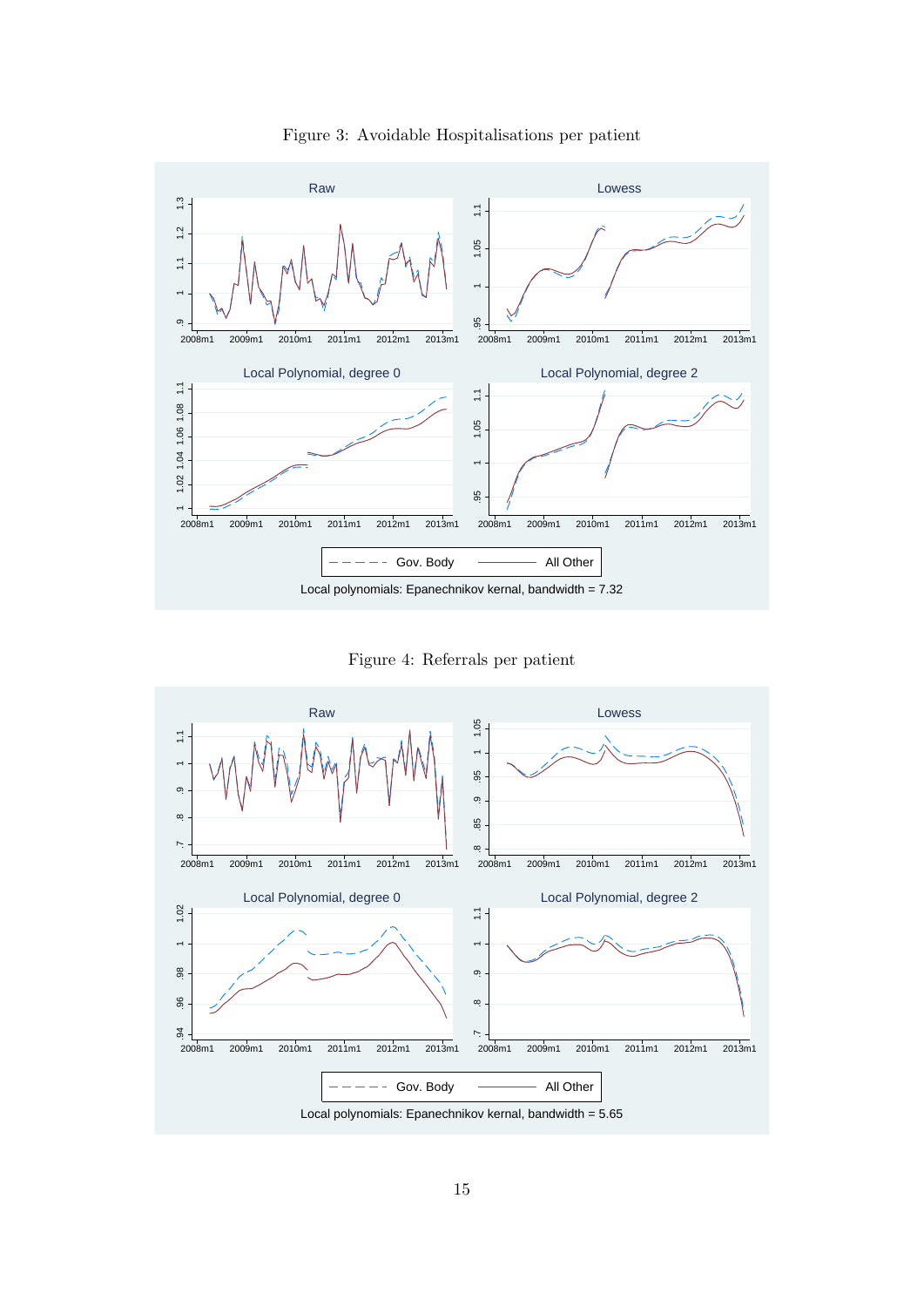Figure 3: Avoidable Hospitalisations per patient

Figure 4: Referrals per patient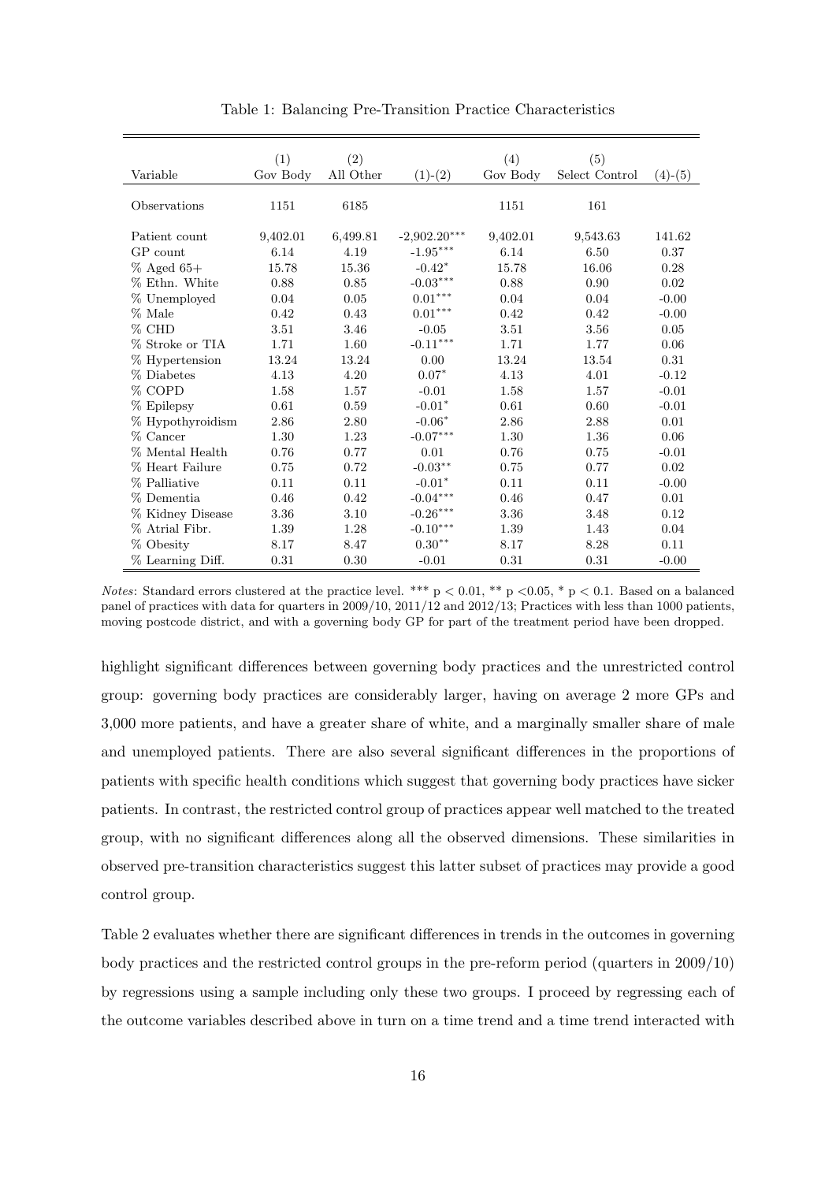Table 1: Balancing Pre-Transition Practice Characteristics

| Variable | (1) Gov Body | (2) All Other | (1)-(2) | (4) Gov Body | (5) Select Control | (4)-(5) |
|---|---|---|---|---|---|---|
| Observations | 1151 | 6185 | | 1151 | 161 | |
| Patient count | 9,402.01 | 6,499.81 | -2,902.20*** | 9,402.01 | 9,543.63 | 141.62 |
| GP count | 6.14 | 4.19 | -1.95*** | 6.14 | 6.50 | 0.37 |
| % Aged 65+ | 15.78 | 15.36 | -0.42* | 15.78 | 16.06 | 0.28 |
| % Ethn. White | 0.88 | 0.85 | -0.03*** | 0.88 | 0.90 | 0.02 |
| % Unemployed | 0.04 | 0.05 | 0.01*** | 0.04 | 0.04 | -0.00 |
| % Male | 0.42 | 0.43 | 0.01*** | 0.42 | 0.42 | -0.00 |
| % CHD | 3.51 | 3.46 | -0.05 | 3.51 | 3.56 | 0.05 |
| % Stroke or TIA | 1.71 | 1.60 | -0.11*** | 1.71 | 1.77 | 0.06 |
| % Hypertension | 13.24 | 13.24 | 0.00 | 13.24 | 13.54 | 0.31 |
| % Diabetes | 4.13 | 4.20 | 0.07* | 4.13 | 4.01 | -0.12 |
| % COPD | 1.58 | 1.57 | -0.01 | 1.58 | 1.57 | -0.01 |
| % Epilepsy | 0.61 | 0.59 | -0.01* | 0.61 | 0.60 | -0.01 |
| % Hypothyroidism | 2.86 | 2.80 | -0.06* | 2.86 | 2.88 | 0.01 |
| % Cancer | 1.30 | 1.23 | -0.07*** | 1.30 | 1.36 | 0.06 |
| % Mental Health | 0.76 | 0.77 | 0.01 | 0.76 | 0.75 | -0.01 |
| % Heart Failure | 0.75 | 0.72 | -0.03** | 0.75 | 0.77 | 0.02 |
| % Palliative | 0.11 | 0.11 | -0.01* | 0.11 | 0.11 | -0.00 |
| % Dementia | 0.46 | 0.42 | -0.04*** | 0.46 | 0.47 | 0.01 |
| % Kidney Disease | 3.36 | 3.10 | -0.26*** | 3.36 | 3.48 | 0.12 |
| % Atrial Fibr. | 1.39 | 1.28 | -0.10*** | 1.39 | 1.43 | 0.04 |
| % Obesity | 8.17 | 8.47 | 0.30** | 8.17 | 8.28 | 0.11 |
| % Learning Diff. | 0.31 | 0.30 | -0.01 | 0.31 | 0.31 | -0.00 |

*Notes*: Standard errors clustered at the practice level. *** $p < 0.01$, ** $p < 0.05$, * $p < 0.1$. Based on a balanced panel of practices with data for quarters in 2009/10, 2011/12 and 2012/13; Practices with less than 1000 patients, moving postcode district, and with a governing body GP for part of the treatment period have been dropped.

highlight significant differences between governing body practices and the unrestricted control group: governing body practices are considerably larger, having on average 2 more GPs and 3,000 more patients, and have a greater share of white, and a marginally smaller share of male and unemployed patients. There are also several significant differences in the proportions of patients with specific health conditions which suggest that governing body practices have sicker patients. In contrast, the restricted control group of practices appear well matched to the treated group, with no significant differences along all the observed dimensions. These similarities in observed pre-transition characteristics suggest this latter subset of practices may provide a good control group.

Table 2 evaluates whether there are significant differences in trends in the outcomes in governing body practices and the restricted control groups in the pre-reform period (quarters in 2009/10) by regressions using a sample including only these two groups. I proceed by regressing each of the outcome variables described above in turn on a time trend and a time trend interacted with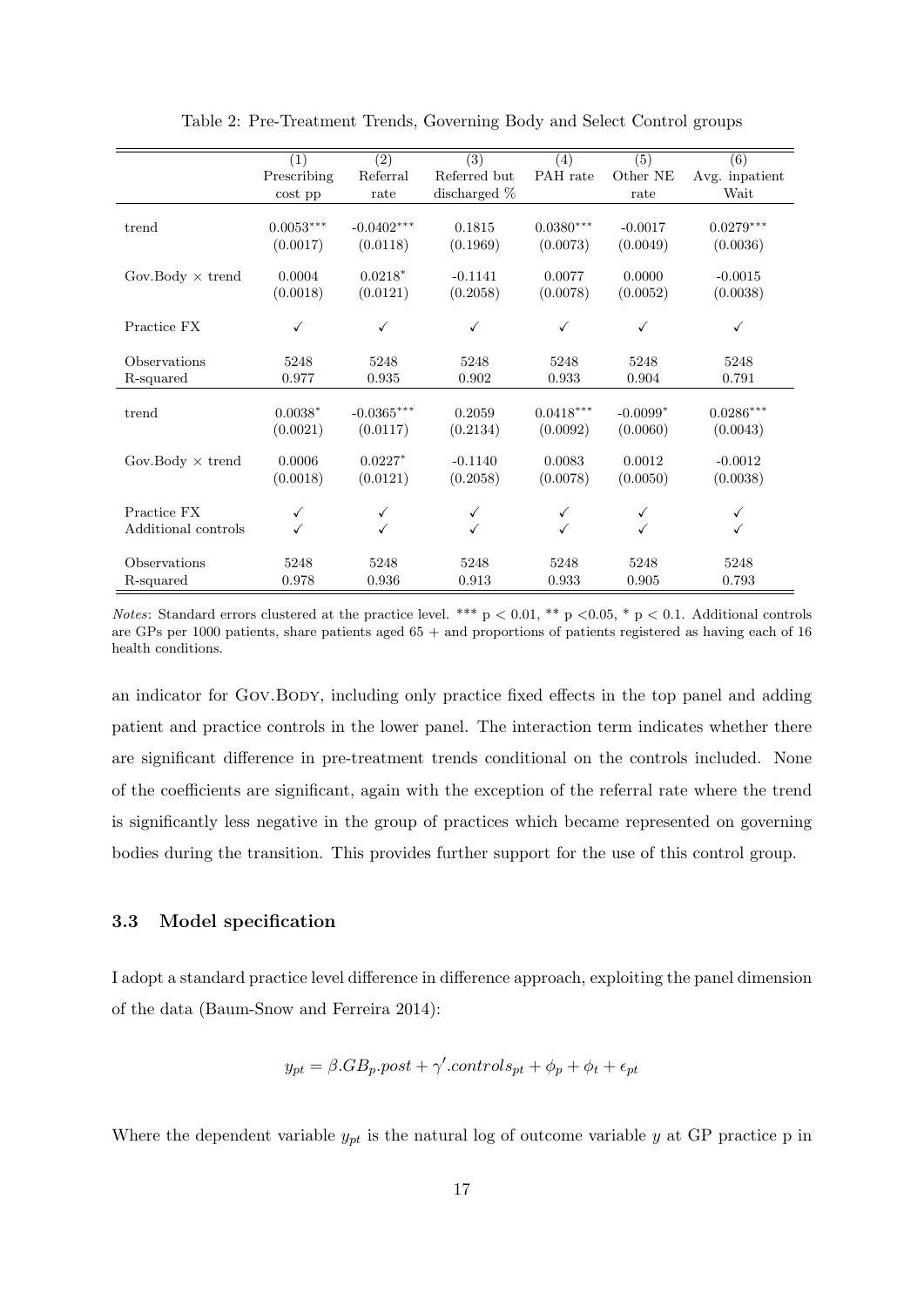Table 2: Pre-Treatment Trends, Governing Body and Select Control groups

| | (1) Prescribing cost pp | (2) Referral rate | (3) Referred but discharged % | (4) PAH rate | (5) Other NE rate | (6) Avg. inpatient Wait |
|---|---|---|---|---|---|---|
| trend | 0.0053*** | -0.0402*** | 0.1815 | 0.0380*** | -0.0017 | 0.0279*** |
| | (0.0017) | (0.0118) | (0.1969) | (0.0073) | (0.0049) | (0.0036) |
| Gov.Body × trend | 0.0004 | 0.0218* | -0.1141 | 0.0077 | 0.0000 | -0.0015 |
| | (0.0018) | (0.0121) | (0.2058) | (0.0078) | (0.0052) | (0.0038) |
| Practice FX | ✓ | ✓ | ✓ | ✓ | ✓ | ✓ |
| Observations | 5248 | 5248 | 5248 | 5248 | 5248 | 5248 |
| R-squared | 0.977 | 0.935 | 0.902 | 0.933 | 0.904 | 0.791 |
| trend | 0.0038* | -0.0365*** | 0.2059 | 0.0418*** | -0.0099* | 0.0286*** |
| | (0.0021) | (0.0117) | (0.2134) | (0.0092) | (0.0060) | (0.0043) |
| Gov.Body × trend | 0.0006 | 0.0227* | -0.1140 | 0.0083 | 0.0012 | -0.0012 |
| | (0.0018) | (0.0121) | (0.2058) | (0.0078) | (0.0050) | (0.0038) |
| Practice FX | ✓ | ✓ | ✓ | ✓ | ✓ | ✓ |
| Additional controls | ✓ | ✓ | ✓ | ✓ | ✓ | ✓ |
| Observations | 5248 | 5248 | 5248 | 5248 | 5248 | 5248 |
| R-squared | 0.978 | 0.936 | 0.913 | 0.933 | 0.905 | 0.793 |

*Notes*: Standard errors clustered at the practice level. *** p < 0.01, ** p <0.05, * p < 0.1. Additional controls are GPs per 1000 patients, share patients aged 65 + and proportions of patients registered as having each of 16 health conditions.

an indicator for Gov.Body, including only practice fixed effects in the top panel and adding patient and practice controls in the lower panel. The interaction term indicates whether there are significant difference in pre-treatment trends conditional on the controls included. None of the coefficients are significant, again with the exception of the referral rate where the trend is significantly less negative in the group of practices which became represented on governing bodies during the transition. This provides further support for the use of this control group.

### 3.3 Model specification

I adopt a standard practice level difference in difference approach, exploiting the panel dimension of the data (Baum-Snow and Ferreira 2014):

$$y_{pt} = \beta.GB_p.post + \gamma'.controls_{pt} + \phi_p + \phi_t + \epsilon_{pt}$$

Where the dependent variable $y_{pt}$ is the natural log of outcome variable $y$ at GP practice p in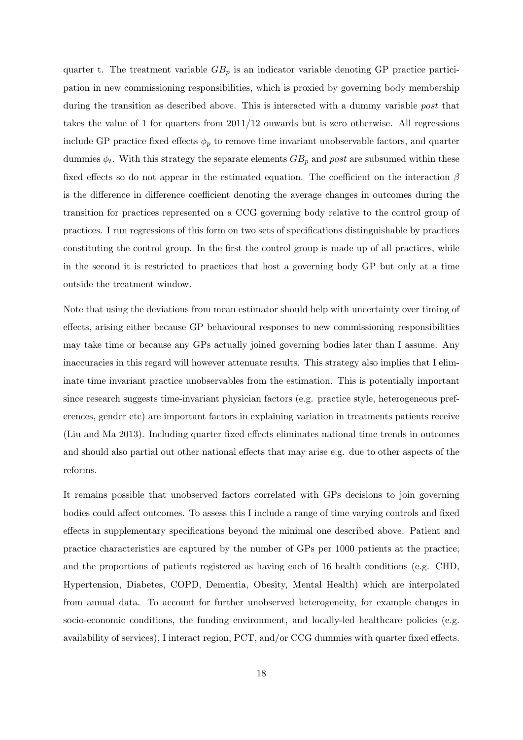quarter t. The treatment variable $GB_p$ is an indicator variable denoting GP practice participation in new commissioning responsibilities, which is proxied by governing body membership during the transition as described above. This is interacted with a dummy variable *post* that takes the value of 1 for quarters from 2011/12 onwards but is zero otherwise. All regressions include GP practice fixed effects $\phi_p$ to remove time invariant unobservable factors, and quarter dummies $\phi_t$. With this strategy the separate elements $GB_p$ and *post* are subsumed within these fixed effects so do not appear in the estimated equation. The coefficient on the interaction $\beta$ is the difference in difference coefficient denoting the average changes in outcomes during the transition for practices represented on a CCG governing body relative to the control group of practices. I run regressions of this form on two sets of specifications distinguishable by practices constituting the control group. In the first the control group is made up of all practices, while in the second it is restricted to practices that host a governing body GP but only at a time outside the treatment window.

Note that using the deviations from mean estimator should help with uncertainty over timing of effects, arising either because GP behavioural responses to new commissioning responsibilities may take time or because any GPs actually joined governing bodies later than I assume. Any inaccuracies in this regard will however attenuate results. This strategy also implies that I eliminate time invariant practice unobservables from the estimation. This is potentially important since research suggests time-invariant physician factors (e.g. practice style, heterogeneous preferences, gender etc) are important factors in explaining variation in treatments patients receive (Liu and Ma 2013). Including quarter fixed effects eliminates national time trends in outcomes and should also partial out other national effects that may arise e.g. due to other aspects of the reforms.

It remains possible that unobserved factors correlated with GPs decisions to join governing bodies could affect outcomes. To assess this I include a range of time varying controls and fixed effects in supplementary specifications beyond the minimal one described above. Patient and practice characteristics are captured by the number of GPs per 1000 patients at the practice; and the proportions of patients registered as having each of 16 health conditions (e.g. CHD, Hypertension, Diabetes, COPD, Dementia, Obesity, Mental Health) which are interpolated from annual data. To account for further unobserved heterogeneity, for example changes in socio-economic conditions, the funding environment, and locally-led healthcare policies (e.g. availability of services), I interact region, PCT, and/or CCG dummies with quarter fixed effects.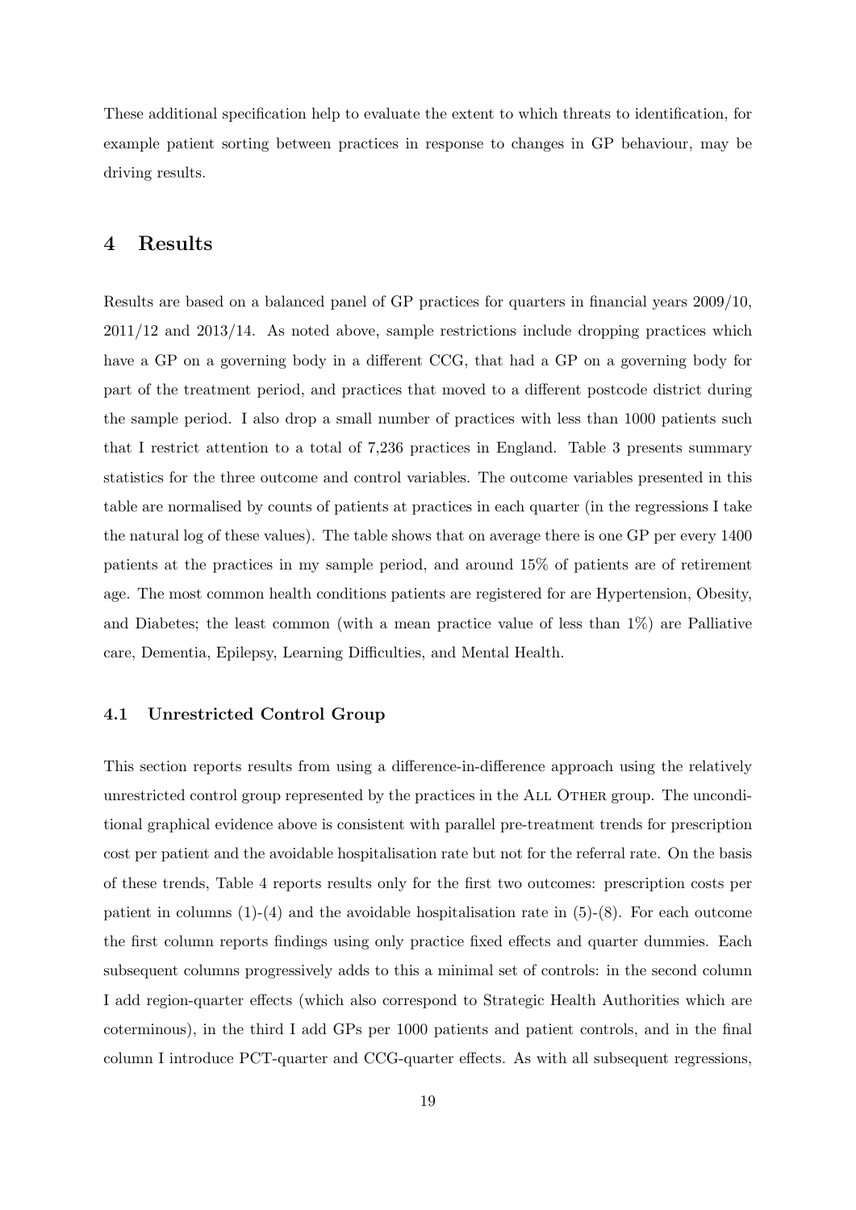These additional specification help to evaluate the extent to which threats to identification, for example patient sorting between practices in response to changes in GP behaviour, may be driving results.

# 4 Results

Results are based on a balanced panel of GP practices for quarters in financial years 2009/10, 2011/12 and 2013/14. As noted above, sample restrictions include dropping practices which have a GP on a governing body in a different CCG, that had a GP on a governing body for part of the treatment period, and practices that moved to a different postcode district during the sample period. I also drop a small number of practices with less than 1000 patients such that I restrict attention to a total of 7,236 practices in England. Table 3 presents summary statistics for the three outcome and control variables. The outcome variables presented in this table are normalised by counts of patients at practices in each quarter (in the regressions I take the natural log of these values). The table shows that on average there is one GP per every 1400 patients at the practices in my sample period, and around 15% of patients are of retirement age. The most common health conditions patients are registered for are Hypertension, Obesity, and Diabetes; the least common (with a mean practice value of less than 1%) are Palliative care, Dementia, Epilepsy, Learning Difficulties, and Mental Health.

## 4.1 Unrestricted Control Group

This section reports results from using a difference-in-difference approach using the relatively unrestricted control group represented by the practices in the All Other group. The unconditional graphical evidence above is consistent with parallel pre-treatment trends for prescription cost per patient and the avoidable hospitalisation rate but not for the referral rate. On the basis of these trends, Table 4 reports results only for the first two outcomes: prescription costs per patient in columns (1)-(4) and the avoidable hospitalisation rate in (5)-(8). For each outcome the first column reports findings using only practice fixed effects and quarter dummies. Each subsequent columns progressively adds to this a minimal set of controls: in the second column I add region-quarter effects (which also correspond to Strategic Health Authorities which are coterminous), in the third I add GPs per 1000 patients and patient controls, and in the final column I introduce PCT-quarter and CCG-quarter effects. As with all subsequent regressions,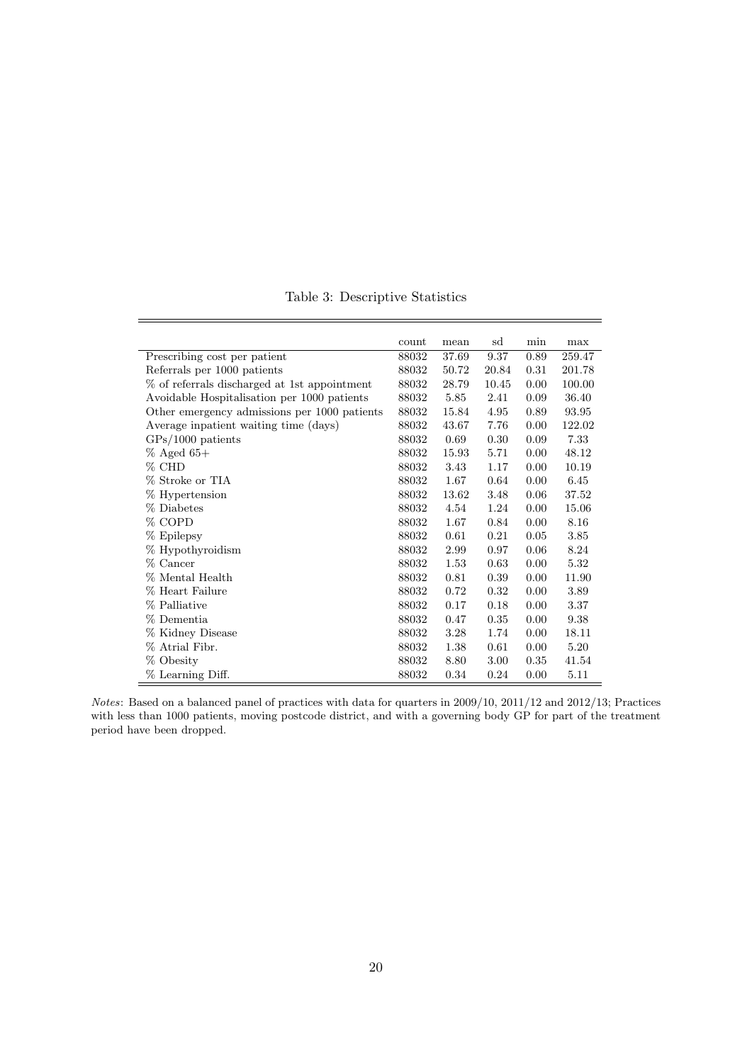Table 3: Descriptive Statistics

| | count | mean | sd | min | max |
|---|---|---|---|---|---|
| Prescribing cost per patient | 88032 | 37.69 | 9.37 | 0.89 | 259.47 |
| Referrals per 1000 patients | 88032 | 50.72 | 20.84 | 0.31 | 201.78 |
| % of referrals discharged at 1st appointment | 88032 | 28.79 | 10.45 | 0.00 | 100.00 |
| Avoidable Hospitalisation per 1000 patients | 88032 | 5.85 | 2.41 | 0.09 | 36.40 |
| Other emergency admissions per 1000 patients | 88032 | 15.84 | 4.95 | 0.89 | 93.95 |
| Average inpatient waiting time (days) | 88032 | 43.67 | 7.76 | 0.00 | 122.02 |
| GPs/1000 patients | 88032 | 0.69 | 0.30 | 0.09 | 7.33 |
| % Aged 65+ | 88032 | 15.93 | 5.71 | 0.00 | 48.12 |
| % CHD | 88032 | 3.43 | 1.17 | 0.00 | 10.19 |
| % Stroke or TIA | 88032 | 1.67 | 0.64 | 0.00 | 6.45 |
| % Hypertension | 88032 | 13.62 | 3.48 | 0.06 | 37.52 |
| % Diabetes | 88032 | 4.54 | 1.24 | 0.00 | 15.06 |
| % COPD | 88032 | 1.67 | 0.84 | 0.00 | 8.16 |
| % Epilepsy | 88032 | 0.61 | 0.21 | 0.05 | 3.85 |
| % Hypothyroidism | 88032 | 2.99 | 0.97 | 0.06 | 8.24 |
| % Cancer | 88032 | 1.53 | 0.63 | 0.00 | 5.32 |
| % Mental Health | 88032 | 0.81 | 0.39 | 0.00 | 11.90 |
| % Heart Failure | 88032 | 0.72 | 0.32 | 0.00 | 3.89 |
| % Palliative | 88032 | 0.17 | 0.18 | 0.00 | 3.37 |
| % Dementia | 88032 | 0.47 | 0.35 | 0.00 | 9.38 |
| % Kidney Disease | 88032 | 3.28 | 1.74 | 0.00 | 18.11 |
| % Atrial Fibr. | 88032 | 1.38 | 0.61 | 0.00 | 5.20 |
| % Obesity | 88032 | 8.80 | 3.00 | 0.35 | 41.54 |
| % Learning Diff. | 88032 | 0.34 | 0.24 | 0.00 | 5.11 |

*Notes*: Based on a balanced panel of practices with data for quarters in 2009/10, 2011/12 and 2012/13; Practices with less than 1000 patients, moving postcode district, and with a governing body GP for part of the treatment period have been dropped.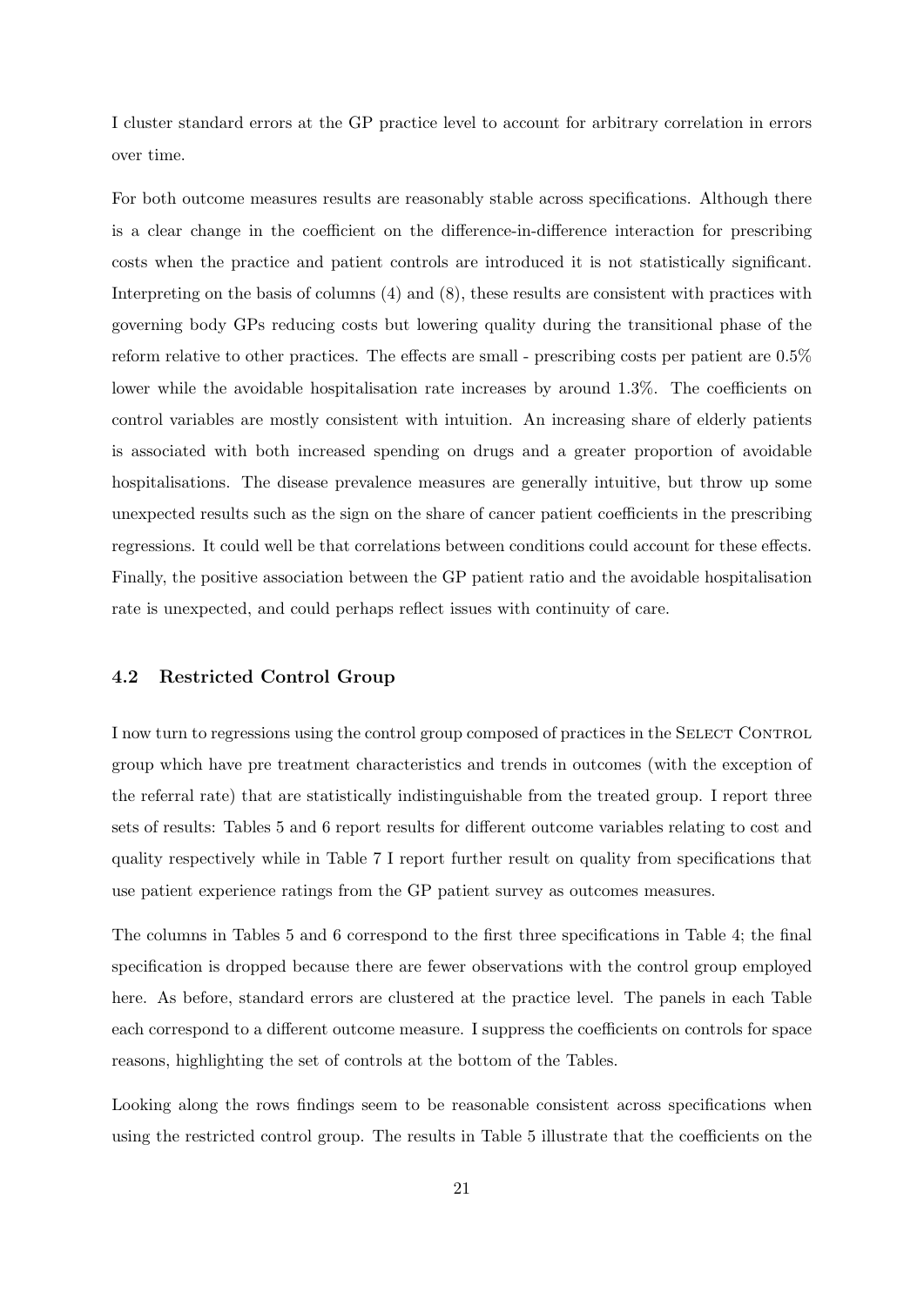I cluster standard errors at the GP practice level to account for arbitrary correlation in errors over time.

For both outcome measures results are reasonably stable across specifications. Although there is a clear change in the coefficient on the difference-in-difference interaction for prescribing costs when the practice and patient controls are introduced it is not statistically significant. Interpreting on the basis of columns (4) and (8), these results are consistent with practices with governing body GPs reducing costs but lowering quality during the transitional phase of the reform relative to other practices. The effects are small - prescribing costs per patient are 0.5% lower while the avoidable hospitalisation rate increases by around 1.3%. The coefficients on control variables are mostly consistent with intuition. An increasing share of elderly patients is associated with both increased spending on drugs and a greater proportion of avoidable hospitalisations. The disease prevalence measures are generally intuitive, but throw up some unexpected results such as the sign on the share of cancer patient coefficients in the prescribing regressions. It could well be that correlations between conditions could account for these effects. Finally, the positive association between the GP patient ratio and the avoidable hospitalisation rate is unexpected, and could perhaps reflect issues with continuity of care.

### 4.2 Restricted Control Group

I now turn to regressions using the control group composed of practices in the Select Control group which have pre treatment characteristics and trends in outcomes (with the exception of the referral rate) that are statistically indistinguishable from the treated group. I report three sets of results: Tables 5 and 6 report results for different outcome variables relating to cost and quality respectively while in Table 7 I report further result on quality from specifications that use patient experience ratings from the GP patient survey as outcomes measures.

The columns in Tables 5 and 6 correspond to the first three specifications in Table 4; the final specification is dropped because there are fewer observations with the control group employed here. As before, standard errors are clustered at the practice level. The panels in each Table each correspond to a different outcome measure. I suppress the coefficients on controls for space reasons, highlighting the set of controls at the bottom of the Tables.

Looking along the rows findings seem to be reasonable consistent across specifications when using the restricted control group. The results in Table 5 illustrate that the coefficients on the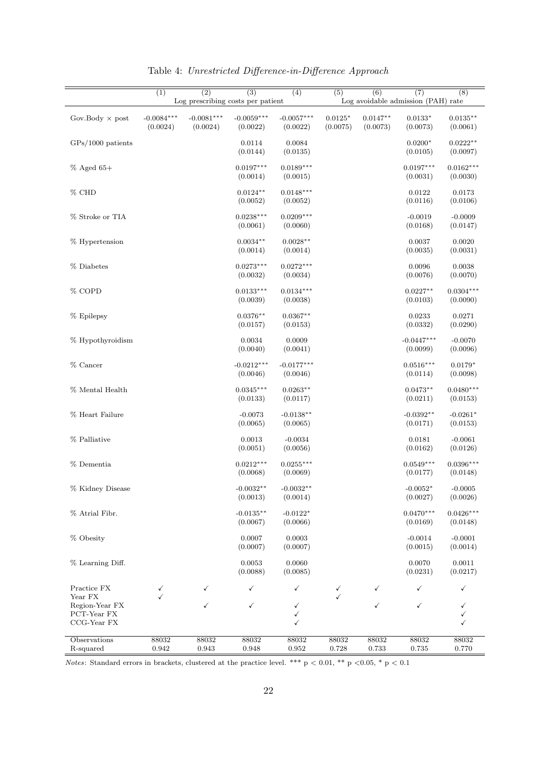Table 4: *Unrestricted Difference-in-Difference Approach*

| | (1) | (2) | (3) | (4) | (5) | (6) | (7) | (8) |
|---|---|---|---|---|---|---|---|---|
| | Log prescribing costs per patient | | | | Log avoidable admission (PAH) rate | | | |
| Gov.Body × post | -0.0084*** | -0.0081*** | -0.0059*** | -0.0057*** | 0.0125* | 0.0147** | 0.0133* | 0.0135** |
| | (0.0024) | (0.0024) | (0.0022) | (0.0022) | (0.0075) | (0.0073) | (0.0073) | (0.0061) |
| GPs/1000 patients | | | 0.0114 | 0.0084 | | | 0.0200* | 0.0222** |
| | | | (0.0144) | (0.0135) | | | (0.0105) | (0.0097) |
| % Aged 65+ | | | 0.0197*** | 0.0189*** | | | 0.0197*** | 0.0162*** |
| | | | (0.0014) | (0.0015) | | | (0.0031) | (0.0030) |
| % CHD | | | 0.0124** | 0.0148*** | | | 0.0122 | 0.0173 |
| | | | (0.0052) | (0.0052) | | | (0.0116) | (0.0106) |
| % Stroke or TIA | | | 0.0238*** | 0.0209*** | | | -0.0019 | -0.0009 |
| | | | (0.0061) | (0.0060) | | | (0.0168) | (0.0147) |
| % Hypertension | | | 0.0034** | 0.0028** | | | 0.0037 | 0.0020 |
| | | | (0.0014) | (0.0014) | | | (0.0035) | (0.0031) |
| % Diabetes | | | 0.0273*** | 0.0272*** | | | 0.0096 | 0.0038 |
| | | | (0.0032) | (0.0034) | | | (0.0076) | (0.0070) |
| % COPD | | | 0.0133*** | 0.0134*** | | | 0.0227** | 0.0304*** |
| | | | (0.0039) | (0.0038) | | | (0.0103) | (0.0090) |
| % Epilepsy | | | 0.0376** | 0.0367** | | | 0.0233 | 0.0271 |
| | | | (0.0157) | (0.0153) | | | (0.0332) | (0.0290) |
| % Hypothyroidism | | | 0.0034 | 0.0009 | | | -0.0447*** | -0.0070 |
| | | | (0.0040) | (0.0041) | | | (0.0099) | (0.0096) |
| % Cancer | | | -0.0212*** | -0.0177*** | | | 0.0516*** | 0.0179* |
| | | | (0.0046) | (0.0046) | | | (0.0114) | (0.0098) |
| % Mental Health | | | 0.0345*** | 0.0263** | | | 0.0473** | 0.0480*** |
| | | | (0.0133) | (0.0117) | | | (0.0211) | (0.0153) |
| % Heart Failure | | | -0.0073 | -0.0138** | | | -0.0392** | -0.0261* |
| | | | (0.0065) | (0.0065) | | | (0.0171) | (0.0153) |
| % Palliative | | | 0.0013 | -0.0034 | | | 0.0181 | -0.0061 |
| | | | (0.0051) | (0.0056) | | | (0.0162) | (0.0126) |
| % Dementia | | | 0.0212*** | 0.0255*** | | | 0.0549*** | 0.0396*** |
| | | | (0.0068) | (0.0069) | | | (0.0177) | (0.0148) |
| % Kidney Disease | | | -0.0032** | -0.0032** | | | -0.0052* | -0.0005 |
| | | | (0.0013) | (0.0014) | | | (0.0027) | (0.0026) |
| % Atrial Fibr. | | | -0.0135** | -0.0122* | | | 0.0470*** | 0.0426*** |
| | | | (0.0067) | (0.0066) | | | (0.0169) | (0.0148) |
| % Obesity | | | 0.0007 | 0.0003 | | | -0.0014 | -0.0001 |
| | | | (0.0007) | (0.0007) | | | (0.0015) | (0.0014) |
| % Learning Diff. | | | 0.0053 | 0.0060 | | | 0.0070 | 0.0011 |
| | | | (0.0088) | (0.0085) | | | (0.0231) | (0.0217) |
| Practice FX | ✓ | ✓ | ✓ | ✓ | ✓ | ✓ | ✓ | ✓ |
| Year FX | ✓ | | | | ✓ | | | |
| Region-Year FX | | ✓ | ✓ | ✓ | | ✓ | ✓ | ✓ |
| PCT-Year FX | | | | ✓ | | | | ✓ |
| CCG-Year FX | | | | ✓ | | | | ✓ |
| Observations | 88032 | 88032 | 88032 | 88032 | 88032 | 88032 | 88032 | 88032 |
| R-squared | 0.942 | 0.943 | 0.948 | 0.952 | 0.728 | 0.733 | 0.735 | 0.770 |

*Notes*: Standard errors in brackets, clustered at the practice level. *** p < 0.01, ** p <0.05, * p < 0.1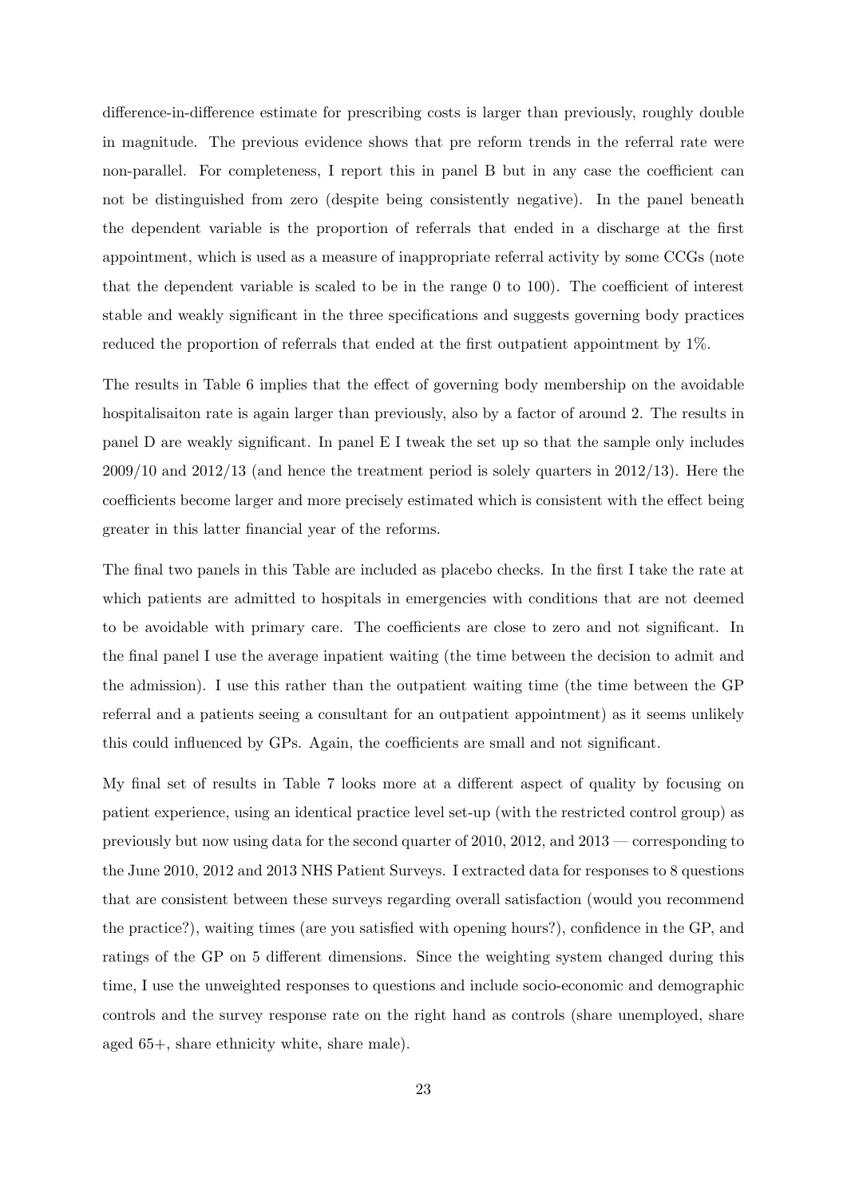difference-in-difference estimate for prescribing costs is larger than previously, roughly double in magnitude. The previous evidence shows that pre reform trends in the referral rate were non-parallel. For completeness, I report this in panel B but in any case the coefficient can not be distinguished from zero (despite being consistently negative). In the panel beneath the dependent variable is the proportion of referrals that ended in a discharge at the first appointment, which is used as a measure of inappropriate referral activity by some CCGs (note that the dependent variable is scaled to be in the range 0 to 100). The coefficient of interest stable and weakly significant in the three specifications and suggests governing body practices reduced the proportion of referrals that ended at the first outpatient appointment by 1%.

The results in Table 6 implies that the effect of governing body membership on the avoidable hospitalisaiton rate is again larger than previously, also by a factor of around 2. The results in panel D are weakly significant. In panel E I tweak the set up so that the sample only includes 2009/10 and 2012/13 (and hence the treatment period is solely quarters in 2012/13). Here the coefficients become larger and more precisely estimated which is consistent with the effect being greater in this latter financial year of the reforms.

The final two panels in this Table are included as placebo checks. In the first I take the rate at which patients are admitted to hospitals in emergencies with conditions that are not deemed to be avoidable with primary care. The coefficients are close to zero and not significant. In the final panel I use the average inpatient waiting (the time between the decision to admit and the admission). I use this rather than the outpatient waiting time (the time between the GP referral and a patients seeing a consultant for an outpatient appointment) as it seems unlikely this could influenced by GPs. Again, the coefficients are small and not significant.

My final set of results in Table 7 looks more at a different aspect of quality by focusing on patient experience, using an identical practice level set-up (with the restricted control group) as previously but now using data for the second quarter of 2010, 2012, and 2013 — corresponding to the June 2010, 2012 and 2013 NHS Patient Surveys. I extracted data for responses to 8 questions that are consistent between these surveys regarding overall satisfaction (would you recommend the practice?), waiting times (are you satisfied with opening hours?), confidence in the GP, and ratings of the GP on 5 different dimensions. Since the weighting system changed during this time, I use the unweighted responses to questions and include socio-economic and demographic controls and the survey response rate on the right hand as controls (share unemployed, share aged 65+, share ethnicity white, share male).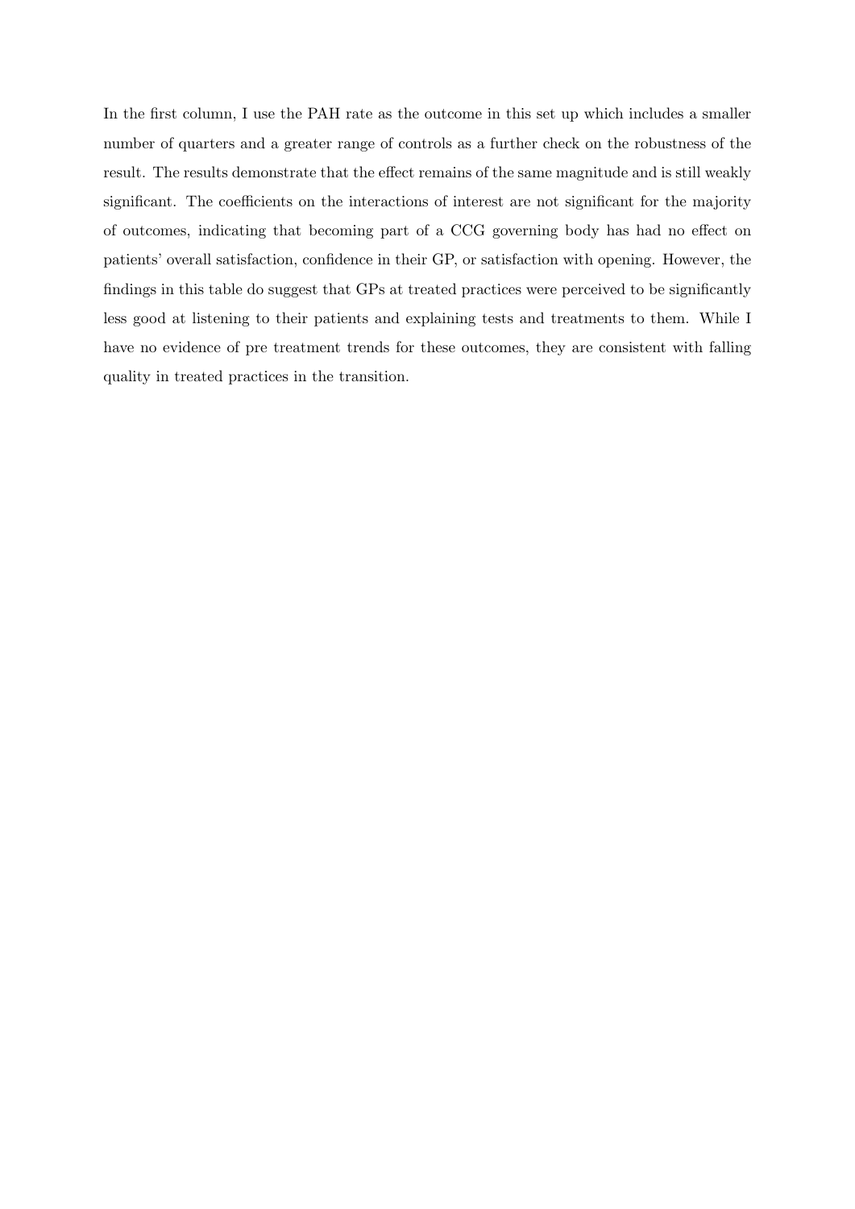In the first column, I use the PAH rate as the outcome in this set up which includes a smaller number of quarters and a greater range of controls as a further check on the robustness of the result. The results demonstrate that the effect remains of the same magnitude and is still weakly significant. The coefficients on the interactions of interest are not significant for the majority of outcomes, indicating that becoming part of a CCG governing body has had no effect on patients' overall satisfaction, confidence in their GP, or satisfaction with opening. However, the findings in this table do suggest that GPs at treated practices were perceived to be significantly less good at listening to their patients and explaining tests and treatments to them. While I have no evidence of pre treatment trends for these outcomes, they are consistent with falling quality in treated practices in the transition.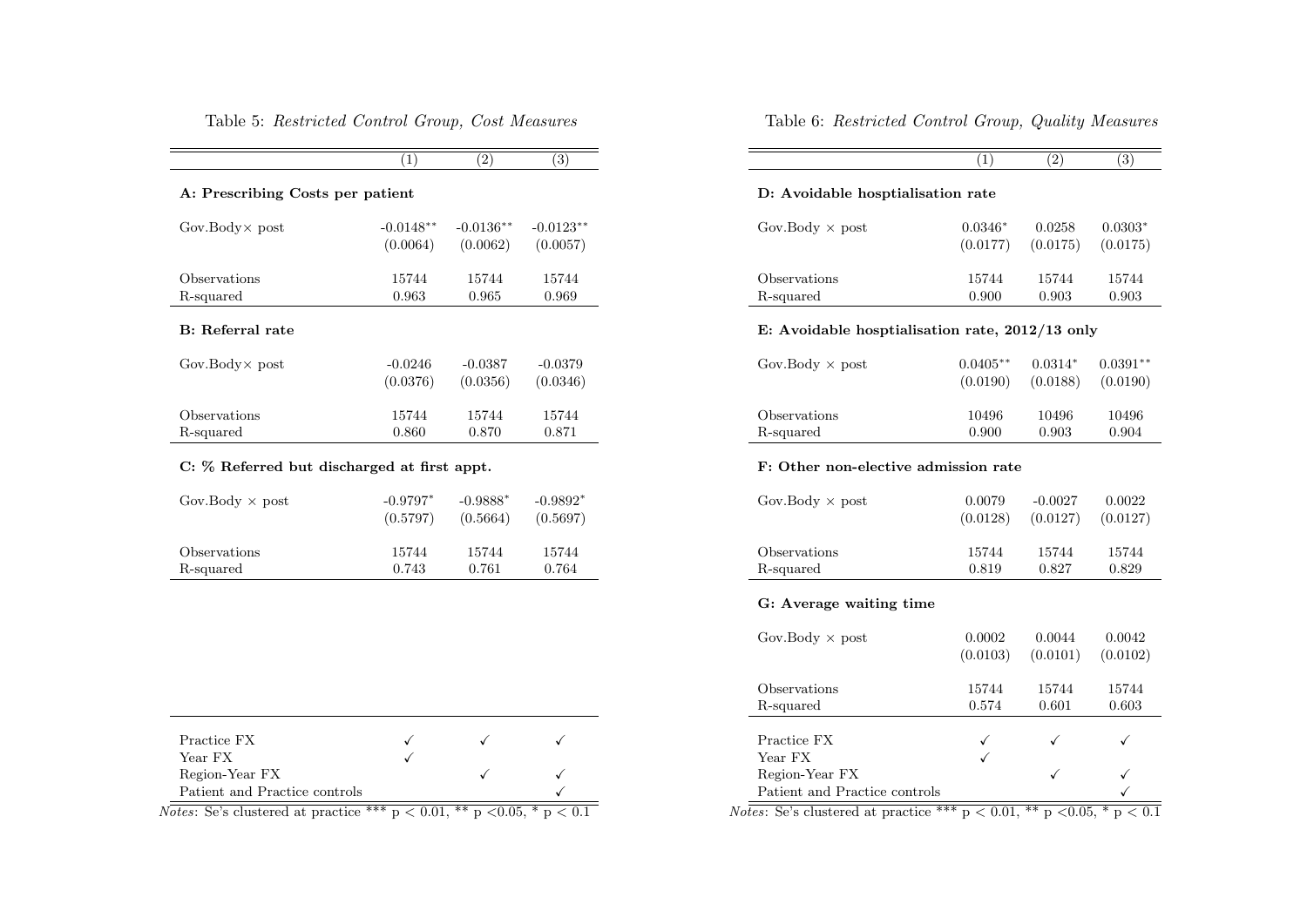Table 5: *Restricted Control Group, Cost Measures*

| | (1) | (2) | (3) |
|---|---|---|---|
| **A: Prescribing Costs per patient** | | | |
| Gov.Body× post | -0.0148** | -0.0136** | -0.0123** |
| | (0.0064) | (0.0062) | (0.0057) |
| Observations | 15744 | 15744 | 15744 |
| R-squared | 0.963 | 0.965 | 0.969 |
| **B: Referral rate** | | | |
| Gov.Body× post | -0.0246 | -0.0387 | -0.0379 |
| | (0.0376) | (0.0356) | (0.0346) |
| Observations | 15744 | 15744 | 15744 |
| R-squared | 0.860 | 0.870 | 0.871 |
| **C: % Referred but discharged at first appt.** | | | |
| Gov.Body × post | -0.9797* | -0.9888* | -0.9892* |
| | (0.5797) | (0.5664) | (0.5697) |
| Observations | 15744 | 15744 | 15744 |
| R-squared | 0.743 | 0.761 | 0.764 |
| Practice FX | ✓ | ✓ | ✓ |
| Year FX | ✓ | | |
| Region-Year FX | | ✓ | ✓ |
| Patient and Practice controls | | | ✓ |

*Notes*: Se's clustered at practice *** p < 0.01, ** p <0.05, * p < 0.1

Table 6: *Restricted Control Group, Quality Measures*

| | (1) | (2) | (3) |
|---|---|---|---|
| **D: Avoidable hosptialisation rate** | | | |
| Gov.Body × post | 0.0346* | 0.0258 | 0.0303* |
| | (0.0177) | (0.0175) | (0.0175) |
| Observations | 15744 | 15744 | 15744 |
| R-squared | 0.900 | 0.903 | 0.903 |
| **E: Avoidable hosptialisation rate, 2012/13 only** | | | |
| Gov.Body × post | 0.0405** | 0.0314* | 0.0391** |
| | (0.0190) | (0.0188) | (0.0190) |
| Observations | 10496 | 10496 | 10496 |
| R-squared | 0.900 | 0.903 | 0.904 |
| **F: Other non-elective admission rate** | | | |
| Gov.Body × post | 0.0079 | -0.0027 | 0.0022 |
| | (0.0128) | (0.0127) | (0.0127) |
| Observations | 15744 | 15744 | 15744 |
| R-squared | 0.819 | 0.827 | 0.829 |
| **G: Average waiting time** | | | |
| Gov.Body × post | 0.0002 | 0.0044 | 0.0042 |
| | (0.0103) | (0.0101) | (0.0102) |
| Observations | 15744 | 15744 | 15744 |
| R-squared | 0.574 | 0.601 | 0.603 |
| Practice FX | ✓ | ✓ | ✓ |
| Year FX | ✓ | | |
| Region-Year FX | | ✓ | ✓ |
| Patient and Practice controls | | | ✓ |

*Notes*: Se's clustered at practice *** p < 0.01, ** p <0.05, * p < 0.1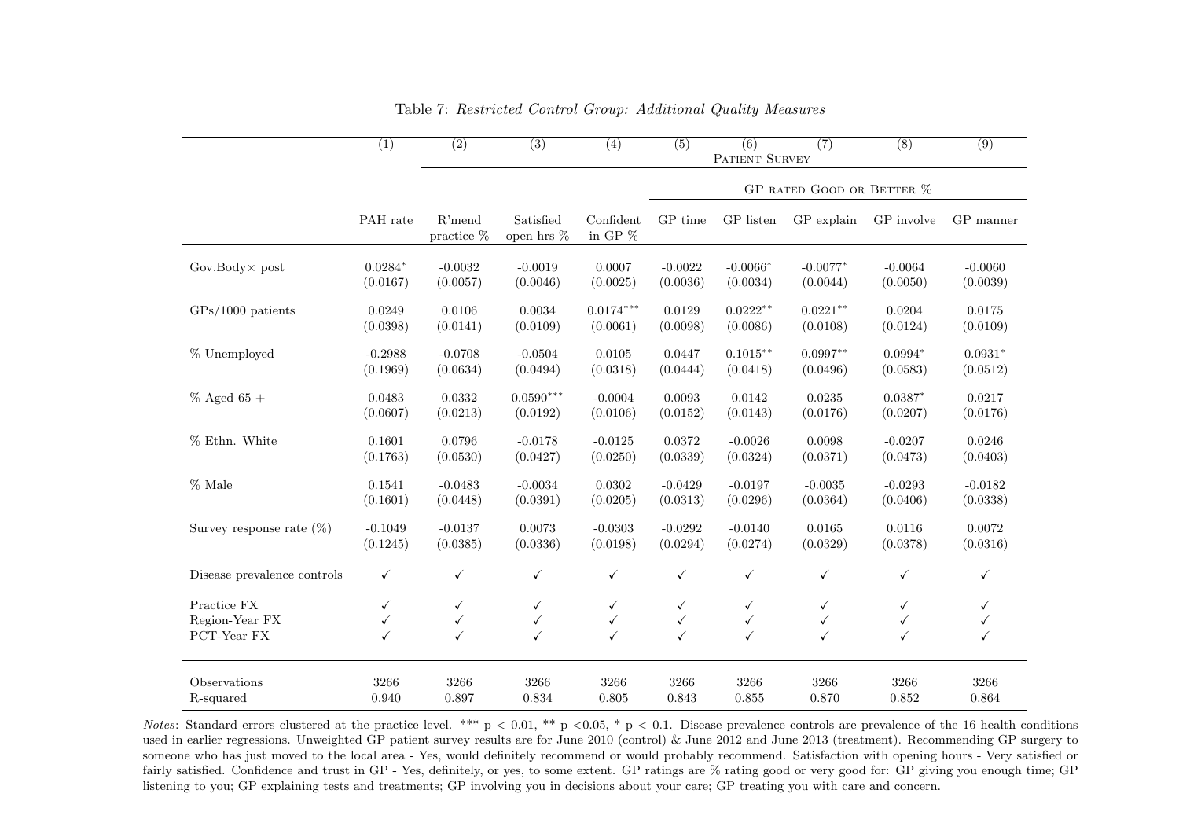Table 7: *Restricted Control Group: Additional Quality Measures*

| | (1) | (2) | (3) | (4) | (5) | (6) | (7) | (8) | (9) |
|---|---|---|---|---|---|---|---|---|---|
| | | Patient Survey | | | | | | | |
| | | | | | GP rated Good or Better % | | | | |
| | PAH rate | R'mend practice % | Satisfied open hrs % | Confident in GP % | GP time | GP listen | GP explain | GP involve | GP manner |
| Gov.Body× post | 0.0284* | -0.0032 | -0.0019 | 0.0007 | -0.0022 | -0.0066* | -0.0077* | -0.0064 | -0.0060 |
| | (0.0167) | (0.0057) | (0.0046) | (0.0025) | (0.0036) | (0.0034) | (0.0044) | (0.0050) | (0.0039) |
| GPs/1000 patients | 0.0249 | 0.0106 | 0.0034 | 0.0174*** | 0.0129 | 0.0222** | 0.0221** | 0.0204 | 0.0175 |
| | (0.0398) | (0.0141) | (0.0109) | (0.0061) | (0.0098) | (0.0086) | (0.0108) | (0.0124) | (0.0109) |
| % Unemployed | -0.2988 | -0.0708 | -0.0504 | 0.0105 | 0.0447 | 0.1015** | 0.0997** | 0.0994* | 0.0931* |
| | (0.1969) | (0.0634) | (0.0494) | (0.0318) | (0.0444) | (0.0418) | (0.0496) | (0.0583) | (0.0512) |
| % Aged 65 + | 0.0483 | 0.0332 | 0.0590*** | -0.0004 | 0.0093 | 0.0142 | 0.0235 | 0.0387* | 0.0217 |
| | (0.0607) | (0.0213) | (0.0192) | (0.0106) | (0.0152) | (0.0143) | (0.0176) | (0.0207) | (0.0176) |
| % Ethn. White | 0.1601 | 0.0796 | -0.0178 | -0.0125 | 0.0372 | -0.0026 | 0.0098 | -0.0207 | 0.0246 |
| | (0.1763) | (0.0530) | (0.0427) | (0.0250) | (0.0339) | (0.0324) | (0.0371) | (0.0473) | (0.0403) |
| % Male | 0.1541 | -0.0483 | -0.0034 | 0.0302 | -0.0429 | -0.0197 | -0.0035 | -0.0293 | -0.0182 |
| | (0.1601) | (0.0448) | (0.0391) | (0.0205) | (0.0313) | (0.0296) | (0.0364) | (0.0406) | (0.0338) |
| Survey response rate (%) | -0.1049 | -0.0137 | 0.0073 | -0.0303 | -0.0292 | -0.0140 | 0.0165 | 0.0116 | 0.0072 |
| | (0.1245) | (0.0385) | (0.0336) | (0.0198) | (0.0294) | (0.0274) | (0.0329) | (0.0378) | (0.0316) |
| Disease prevalence controls | ✓ | ✓ | ✓ | ✓ | ✓ | ✓ | ✓ | ✓ | ✓ |
| Practice FX | ✓ | ✓ | ✓ | ✓ | ✓ | ✓ | ✓ | ✓ | ✓ |
| Region-Year FX | ✓ | ✓ | ✓ | ✓ | ✓ | ✓ | ✓ | ✓ | ✓ |
| PCT-Year FX | ✓ | ✓ | ✓ | ✓ | ✓ | ✓ | ✓ | ✓ | ✓ |
| Observations | 3266 | 3266 | 3266 | 3266 | 3266 | 3266 | 3266 | 3266 | 3266 |
| R-squared | 0.940 | 0.897 | 0.834 | 0.805 | 0.843 | 0.855 | 0.870 | 0.852 | 0.864 |

*Notes*: Standard errors clustered at the practice level. *** p < 0.01, ** p <0.05, * p < 0.1. Disease prevalence controls are prevalence of the 16 health conditions used in earlier regressions. Unweighted GP patient survey results are for June 2010 (control) & June 2012 and June 2013 (treatment). Recommending GP surgery to someone who has just moved to the local area - Yes, would definitely recommend or would probably recommend. Satisfaction with opening hours - Very satisfied or fairly satisfied. Confidence and trust in GP - Yes, definitely, or yes, to some extent. GP ratings are % rating good or very good for: GP giving you enough time; GP listening to you; GP explaining tests and treatments; GP involving you in decisions about your care; GP treating you with care and concern.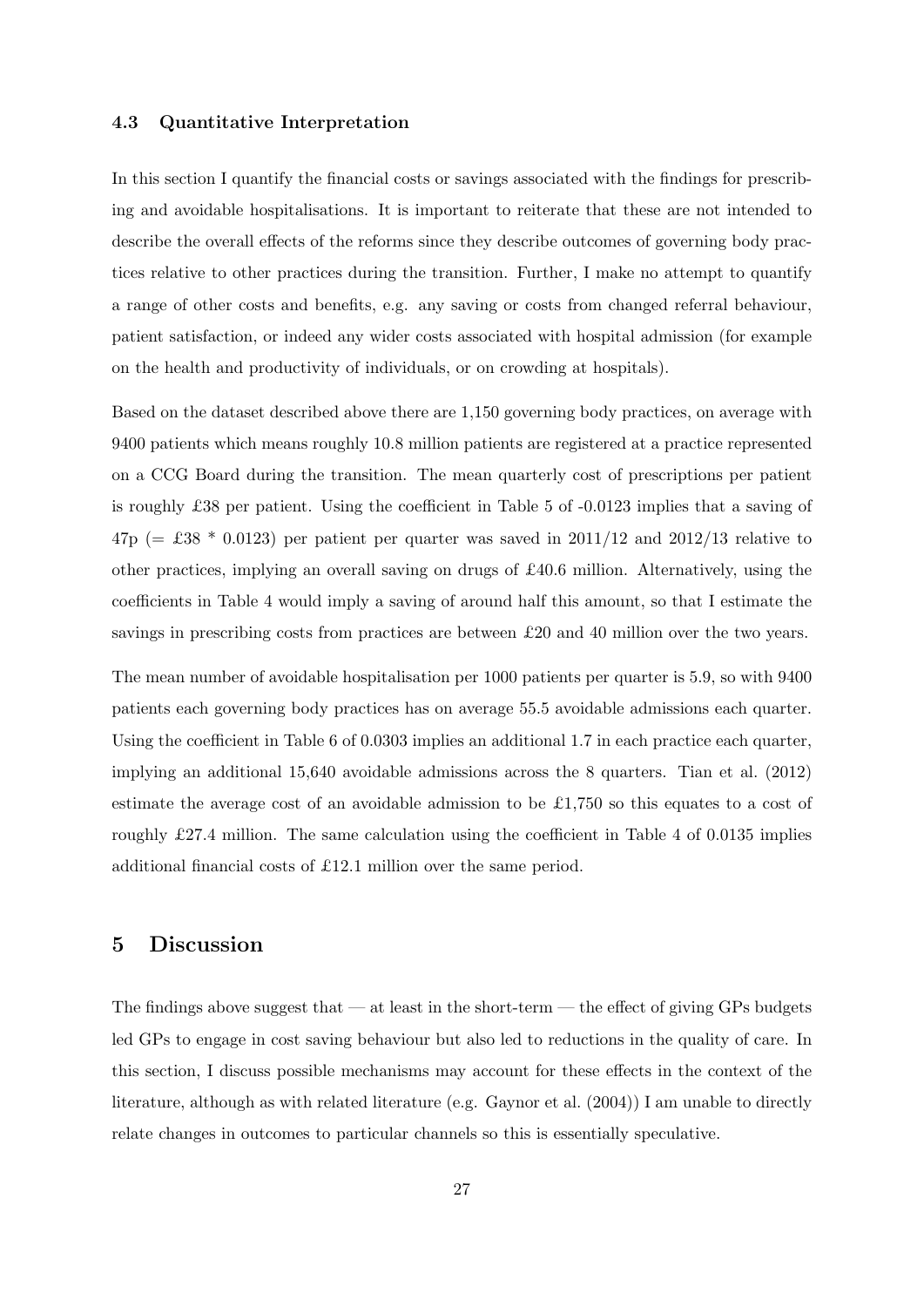### 4.3 Quantitative Interpretation

In this section I quantify the financial costs or savings associated with the findings for prescribing and avoidable hospitalisations. It is important to reiterate that these are not intended to describe the overall effects of the reforms since they describe outcomes of governing body practices relative to other practices during the transition. Further, I make no attempt to quantify a range of other costs and benefits, e.g. any saving or costs from changed referral behaviour, patient satisfaction, or indeed any wider costs associated with hospital admission (for example on the health and productivity of individuals, or on crowding at hospitals).

Based on the dataset described above there are 1,150 governing body practices, on average with 9400 patients which means roughly 10.8 million patients are registered at a practice represented on a CCG Board during the transition. The mean quarterly cost of prescriptions per patient is roughly £38 per patient. Using the coefficient in Table 5 of -0.0123 implies that a saving of 47p (= £38 * 0.0123) per patient per quarter was saved in 2011/12 and 2012/13 relative to other practices, implying an overall saving on drugs of £40.6 million. Alternatively, using the coefficients in Table 4 would imply a saving of around half this amount, so that I estimate the savings in prescribing costs from practices are between £20 and 40 million over the two years.

The mean number of avoidable hospitalisation per 1000 patients per quarter is 5.9, so with 9400 patients each governing body practices has on average 55.5 avoidable admissions each quarter. Using the coefficient in Table 6 of 0.0303 implies an additional 1.7 in each practice each quarter, implying an additional 15,640 avoidable admissions across the 8 quarters. Tian et al. (2012) estimate the average cost of an avoidable admission to be £1,750 so this equates to a cost of roughly £27.4 million. The same calculation using the coefficient in Table 4 of 0.0135 implies additional financial costs of £12.1 million over the same period.

## 5 Discussion

The findings above suggest that — at least in the short-term — the effect of giving GPs budgets led GPs to engage in cost saving behaviour but also led to reductions in the quality of care. In this section, I discuss possible mechanisms may account for these effects in the context of the literature, although as with related literature (e.g. Gaynor et al. (2004)) I am unable to directly relate changes in outcomes to particular channels so this is essentially speculative.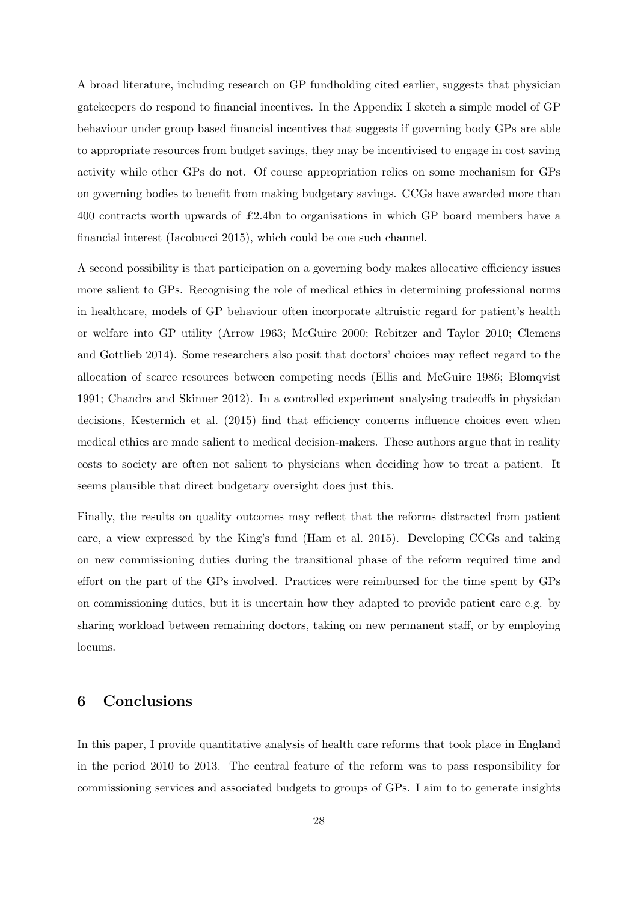A broad literature, including research on GP fundholding cited earlier, suggests that physician gatekeepers do respond to financial incentives. In the Appendix I sketch a simple model of GP behaviour under group based financial incentives that suggests if governing body GPs are able to appropriate resources from budget savings, they may be incentivised to engage in cost saving activity while other GPs do not. Of course appropriation relies on some mechanism for GPs on governing bodies to benefit from making budgetary savings. CCGs have awarded more than 400 contracts worth upwards of £2.4bn to organisations in which GP board members have a financial interest (Iacobucci 2015), which could be one such channel.

A second possibility is that participation on a governing body makes allocative efficiency issues more salient to GPs. Recognising the role of medical ethics in determining professional norms in healthcare, models of GP behaviour often incorporate altruistic regard for patient's health or welfare into GP utility (Arrow 1963; McGuire 2000; Rebitzer and Taylor 2010; Clemens and Gottlieb 2014). Some researchers also posit that doctors' choices may reflect regard to the allocation of scarce resources between competing needs (Ellis and McGuire 1986; Blomqvist 1991; Chandra and Skinner 2012). In a controlled experiment analysing tradeoffs in physician decisions, Kesternich et al. (2015) find that efficiency concerns influence choices even when medical ethics are made salient to medical decision-makers. These authors argue that in reality costs to society are often not salient to physicians when deciding how to treat a patient. It seems plausible that direct budgetary oversight does just this.

Finally, the results on quality outcomes may reflect that the reforms distracted from patient care, a view expressed by the King's fund (Ham et al. 2015). Developing CCGs and taking on new commissioning duties during the transitional phase of the reform required time and effort on the part of the GPs involved. Practices were reimbursed for the time spent by GPs on commissioning duties, but it is uncertain how they adapted to provide patient care e.g. by sharing workload between remaining doctors, taking on new permanent staff, or by employing locums.

## 6 Conclusions

In this paper, I provide quantitative analysis of health care reforms that took place in England in the period 2010 to 2013. The central feature of the reform was to pass responsibility for commissioning services and associated budgets to groups of GPs. I aim to to generate insights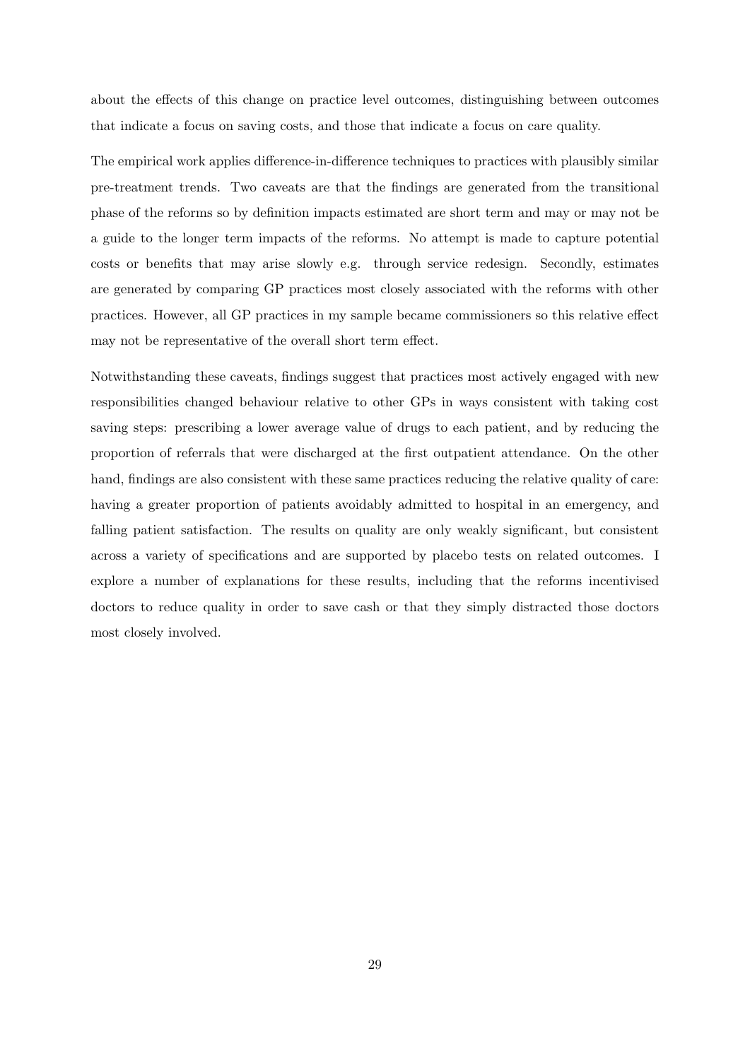about the effects of this change on practice level outcomes, distinguishing between outcomes that indicate a focus on saving costs, and those that indicate a focus on care quality.

The empirical work applies difference-in-difference techniques to practices with plausibly similar pre-treatment trends. Two caveats are that the findings are generated from the transitional phase of the reforms so by definition impacts estimated are short term and may or may not be a guide to the longer term impacts of the reforms. No attempt is made to capture potential costs or benefits that may arise slowly e.g. through service redesign. Secondly, estimates are generated by comparing GP practices most closely associated with the reforms with other practices. However, all GP practices in my sample became commissioners so this relative effect may not be representative of the overall short term effect.

Notwithstanding these caveats, findings suggest that practices most actively engaged with new responsibilities changed behaviour relative to other GPs in ways consistent with taking cost saving steps: prescribing a lower average value of drugs to each patient, and by reducing the proportion of referrals that were discharged at the first outpatient attendance. On the other hand, findings are also consistent with these same practices reducing the relative quality of care: having a greater proportion of patients avoidably admitted to hospital in an emergency, and falling patient satisfaction. The results on quality are only weakly significant, but consistent across a variety of specifications and are supported by placebo tests on related outcomes. I explore a number of explanations for these results, including that the reforms incentivised doctors to reduce quality in order to save cash or that they simply distracted those doctors most closely involved.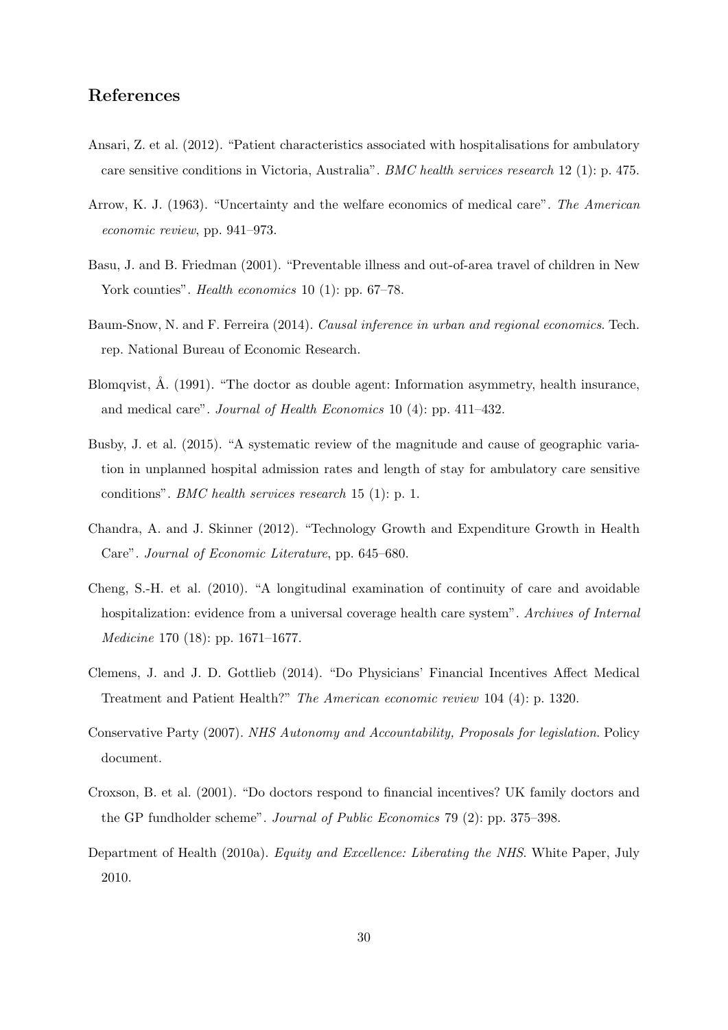## References

Ansari, Z. et al. (2012). "Patient characteristics associated with hospitalisations for ambulatory care sensitive conditions in Victoria, Australia". *BMC health services research* 12 (1): p. 475.

Arrow, K. J. (1963). "Uncertainty and the welfare economics of medical care". *The American economic review*, pp. 941–973.

Basu, J. and B. Friedman (2001). "Preventable illness and out-of-area travel of children in New York counties". *Health economics* 10 (1): pp. 67–78.

Baum-Snow, N. and F. Ferreira (2014). *Causal inference in urban and regional economics*. Tech. rep. National Bureau of Economic Research.

Blomqvist, Å. (1991). "The doctor as double agent: Information asymmetry, health insurance, and medical care". *Journal of Health Economics* 10 (4): pp. 411–432.

Busby, J. et al. (2015). "A systematic review of the magnitude and cause of geographic variation in unplanned hospital admission rates and length of stay for ambulatory care sensitive conditions". *BMC health services research* 15 (1): p. 1.

Chandra, A. and J. Skinner (2012). "Technology Growth and Expenditure Growth in Health Care". *Journal of Economic Literature*, pp. 645–680.

Cheng, S.-H. et al. (2010). "A longitudinal examination of continuity of care and avoidable hospitalization: evidence from a universal coverage health care system". *Archives of Internal Medicine* 170 (18): pp. 1671–1677.

Clemens, J. and J. D. Gottlieb (2014). "Do Physicians' Financial Incentives Affect Medical Treatment and Patient Health?" *The American economic review* 104 (4): p. 1320.

Conservative Party (2007). *NHS Autonomy and Accountability, Proposals for legislation*. Policy document.

Croxson, B. et al. (2001). "Do doctors respond to financial incentives? UK family doctors and the GP fundholder scheme". *Journal of Public Economics* 79 (2): pp. 375–398.

Department of Health (2010a). *Equity and Excellence: Liberating the NHS*. White Paper, July 2010.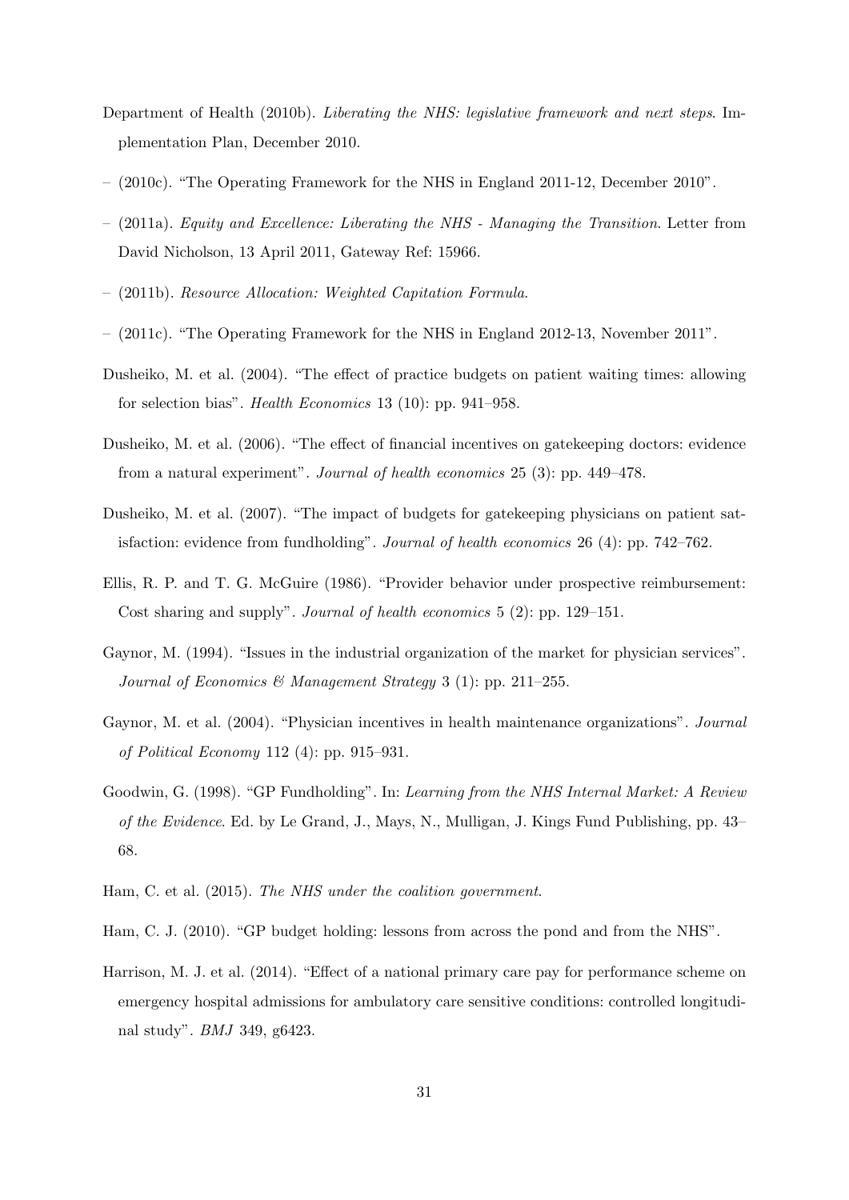Department of Health (2010b). *Liberating the NHS: legislative framework and next steps*. Implementation Plan, December 2010.

– (2010c). "The Operating Framework for the NHS in England 2011-12, December 2010".

– (2011a). *Equity and Excellence: Liberating the NHS - Managing the Transition*. Letter from David Nicholson, 13 April 2011, Gateway Ref: 15966.

– (2011b). *Resource Allocation: Weighted Capitation Formula*.

– (2011c). "The Operating Framework for the NHS in England 2012-13, November 2011".

Dusheiko, M. et al. (2004). "The effect of practice budgets on patient waiting times: allowing for selection bias". *Health Economics* 13 (10): pp. 941–958.

Dusheiko, M. et al. (2006). "The effect of financial incentives on gatekeeping doctors: evidence from a natural experiment". *Journal of health economics* 25 (3): pp. 449–478.

Dusheiko, M. et al. (2007). "The impact of budgets for gatekeeping physicians on patient satisfaction: evidence from fundholding". *Journal of health economics* 26 (4): pp. 742–762.

Ellis, R. P. and T. G. McGuire (1986). "Provider behavior under prospective reimbursement: Cost sharing and supply". *Journal of health economics* 5 (2): pp. 129–151.

Gaynor, M. (1994). "Issues in the industrial organization of the market for physician services". *Journal of Economics & Management Strategy* 3 (1): pp. 211–255.

Gaynor, M. et al. (2004). "Physician incentives in health maintenance organizations". *Journal of Political Economy* 112 (4): pp. 915–931.

Goodwin, G. (1998). "GP Fundholding". In: *Learning from the NHS Internal Market: A Review of the Evidence*. Ed. by Le Grand, J., Mays, N., Mulligan, J. Kings Fund Publishing, pp. 43–68.

Ham, C. et al. (2015). *The NHS under the coalition government*.

Ham, C. J. (2010). "GP budget holding: lessons from across the pond and from the NHS".

Harrison, M. J. et al. (2014). "Effect of a national primary care pay for performance scheme on emergency hospital admissions for ambulatory care sensitive conditions: controlled longitudinal study". *BMJ* 349, g6423.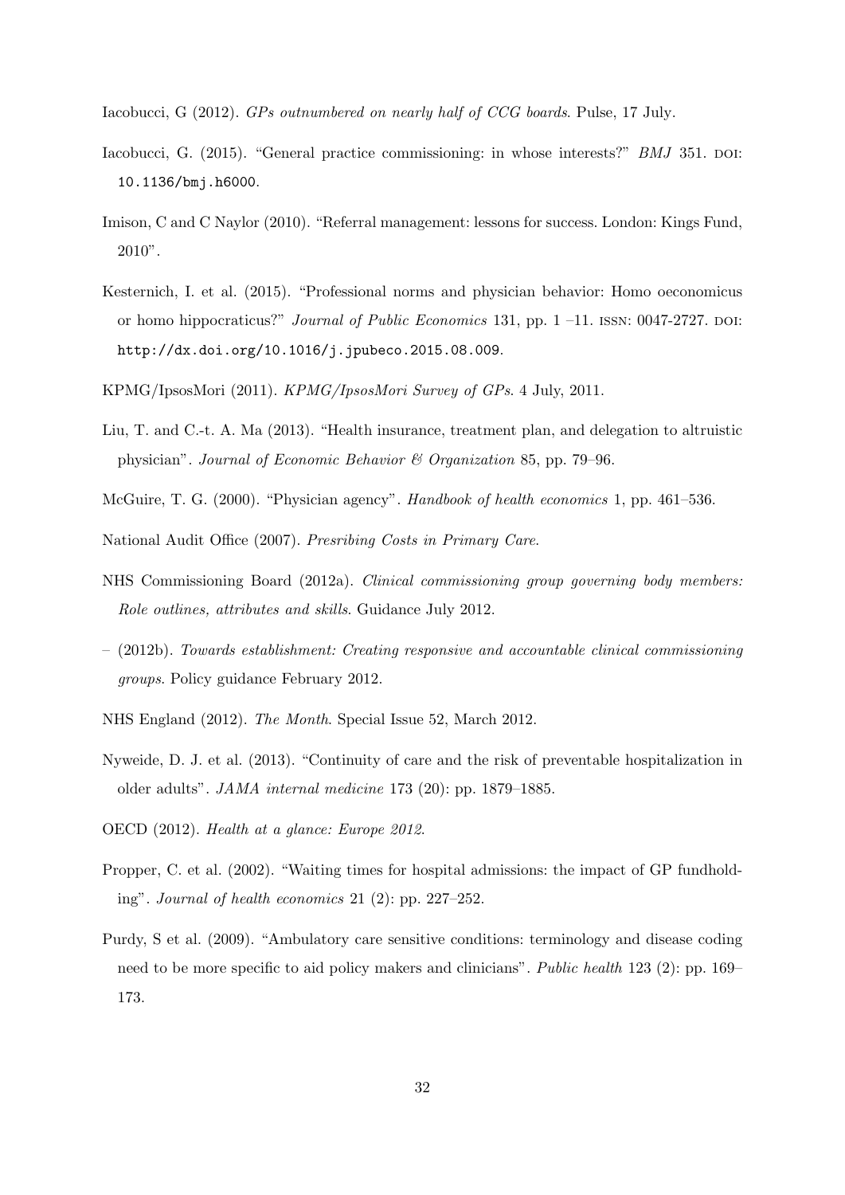Iacobucci, G (2012). *GPs outnumbered on nearly half of CCG boards*. Pulse, 17 July.

Iacobucci, G. (2015). "General practice commissioning: in whose interests?" *BMJ* 351. DOI: 10.1136/bmj.h6000.

Imison, C and C Naylor (2010). "Referral management: lessons for success. London: Kings Fund, 2010".

Kesternich, I. et al. (2015). "Professional norms and physician behavior: Homo oeconomicus or homo hippocraticus?" *Journal of Public Economics* 131, pp. 1 –11. ISSN: 0047-2727. DOI: http://dx.doi.org/10.1016/j.jpubeco.2015.08.009.

KPMG/IpsosMori (2011). *KPMG/IpsosMori Survey of GPs*. 4 July, 2011.

Liu, T. and C.-t. A. Ma (2013). "Health insurance, treatment plan, and delegation to altruistic physician". *Journal of Economic Behavior & Organization* 85, pp. 79–96.

McGuire, T. G. (2000). "Physician agency". *Handbook of health economics* 1, pp. 461–536.

National Audit Office (2007). *Presribing Costs in Primary Care*.

NHS Commissioning Board (2012a). *Clinical commissioning group governing body members: Role outlines, attributes and skills*. Guidance July 2012.

– (2012b). *Towards establishment: Creating responsive and accountable clinical commissioning groups*. Policy guidance February 2012.

NHS England (2012). *The Month*. Special Issue 52, March 2012.

Nyweide, D. J. et al. (2013). "Continuity of care and the risk of preventable hospitalization in older adults". *JAMA internal medicine* 173 (20): pp. 1879–1885.

OECD (2012). *Health at a glance: Europe 2012*.

Propper, C. et al. (2002). "Waiting times for hospital admissions: the impact of GP fundholding". *Journal of health economics* 21 (2): pp. 227–252.

Purdy, S et al. (2009). "Ambulatory care sensitive conditions: terminology and disease coding need to be more specific to aid policy makers and clinicians". *Public health* 123 (2): pp. 169–173.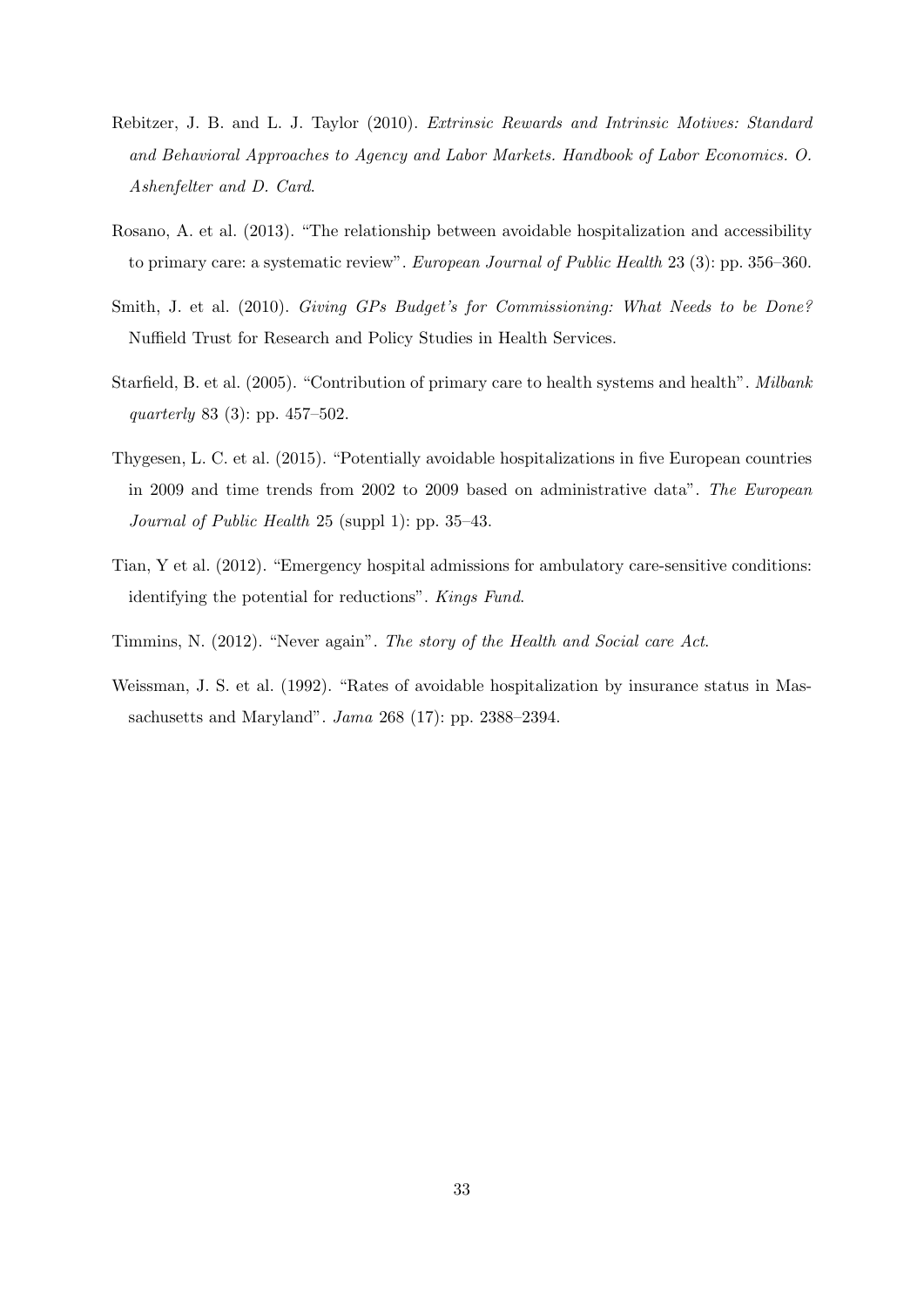Rebitzer, J. B. and L. J. Taylor (2010). *Extrinsic Rewards and Intrinsic Motives: Standard and Behavioral Approaches to Agency and Labor Markets. Handbook of Labor Economics. O. Ashenfelter and D. Card*.

Rosano, A. et al. (2013). "The relationship between avoidable hospitalization and accessibility to primary care: a systematic review". *European Journal of Public Health* 23 (3): pp. 356–360.

Smith, J. et al. (2010). *Giving GPs Budget's for Commissioning: What Needs to be Done?* Nuffield Trust for Research and Policy Studies in Health Services.

Starfield, B. et al. (2005). "Contribution of primary care to health systems and health". *Milbank quarterly* 83 (3): pp. 457–502.

Thygesen, L. C. et al. (2015). "Potentially avoidable hospitalizations in five European countries in 2009 and time trends from 2002 to 2009 based on administrative data". *The European Journal of Public Health* 25 (suppl 1): pp. 35–43.

Tian, Y et al. (2012). "Emergency hospital admissions for ambulatory care-sensitive conditions: identifying the potential for reductions". *Kings Fund*.

Timmins, N. (2012). "Never again". *The story of the Health and Social care Act*.

Weissman, J. S. et al. (1992). "Rates of avoidable hospitalization by insurance status in Massachusetts and Maryland". *Jama* 268 (17): pp. 2388–2394.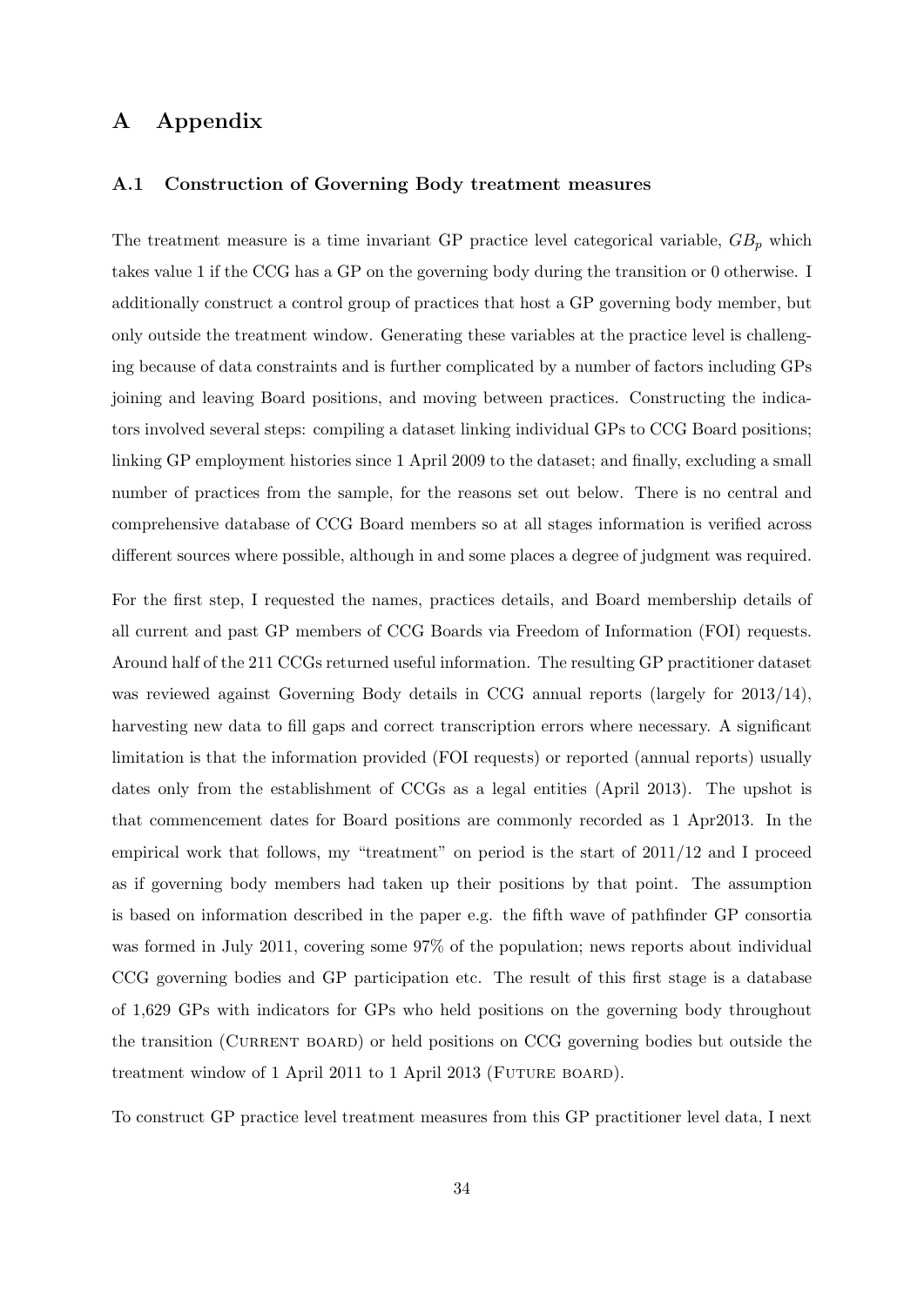# A Appendix

## A.1 Construction of Governing Body treatment measures

The treatment measure is a time invariant GP practice level categorical variable, $GB_p$ which takes value 1 if the CCG has a GP on the governing body during the transition or 0 otherwise. I additionally construct a control group of practices that host a GP governing body member, but only outside the treatment window. Generating these variables at the practice level is challenging because of data constraints and is further complicated by a number of factors including GPs joining and leaving Board positions, and moving between practices. Constructing the indicators involved several steps: compiling a dataset linking individual GPs to CCG Board positions; linking GP employment histories since 1 April 2009 to the dataset; and finally, excluding a small number of practices from the sample, for the reasons set out below. There is no central and comprehensive database of CCG Board members so at all stages information is verified across different sources where possible, although in and some places a degree of judgment was required.

For the first step, I requested the names, practices details, and Board membership details of all current and past GP members of CCG Boards via Freedom of Information (FOI) requests. Around half of the 211 CCGs returned useful information. The resulting GP practitioner dataset was reviewed against Governing Body details in CCG annual reports (largely for 2013/14), harvesting new data to fill gaps and correct transcription errors where necessary. A significant limitation is that the information provided (FOI requests) or reported (annual reports) usually dates only from the establishment of CCGs as a legal entities (April 2013). The upshot is that commencement dates for Board positions are commonly recorded as 1 Apr2013. In the empirical work that follows, my "treatment" on period is the start of 2011/12 and I proceed as if governing body members had taken up their positions by that point. The assumption is based on information described in the paper e.g. the fifth wave of pathfinder GP consortia was formed in July 2011, covering some 97% of the population; news reports about individual CCG governing bodies and GP participation etc. The result of this first stage is a database of 1,629 GPs with indicators for GPs who held positions on the governing body throughout the transition (Current board) or held positions on CCG governing bodies but outside the treatment window of 1 April 2011 to 1 April 2013 (Future board).

To construct GP practice level treatment measures from this GP practitioner level data, I next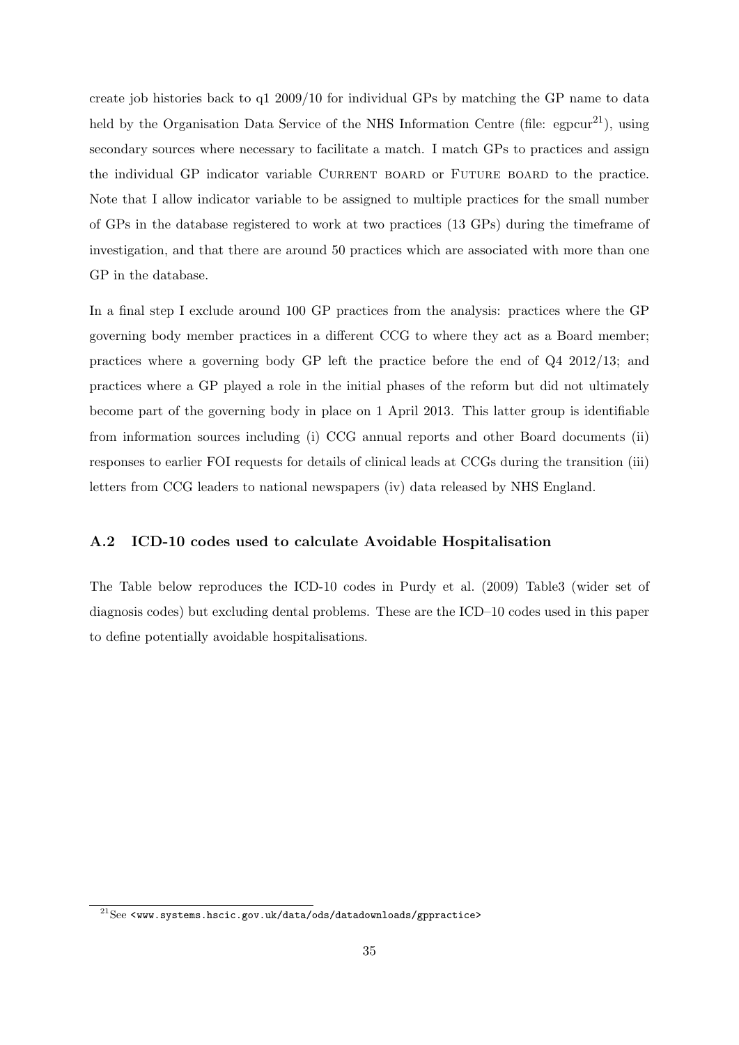create job histories back to q1 2009/10 for individual GPs by matching the GP name to data held by the Organisation Data Service of the NHS Information Centre (file: egpcur[21]), using secondary sources where necessary to facilitate a match. I match GPs to practices and assign the individual GP indicator variable Current board or Future board to the practice. Note that I allow indicator variable to be assigned to multiple practices for the small number of GPs in the database registered to work at two practices (13 GPs) during the timeframe of investigation, and that there are around 50 practices which are associated with more than one GP in the database.

In a final step I exclude around 100 GP practices from the analysis: practices where the GP governing body member practices in a different CCG to where they act as a Board member; practices where a governing body GP left the practice before the end of Q4 2012/13; and practices where a GP played a role in the initial phases of the reform but did not ultimately become part of the governing body in place on 1 April 2013. This latter group is identifiable from information sources including (i) CCG annual reports and other Board documents (ii) responses to earlier FOI requests for details of clinical leads at CCGs during the transition (iii) letters from CCG leaders to national newspapers (iv) data released by NHS England.

### A.2 ICD-10 codes used to calculate Avoidable Hospitalisation

The Table below reproduces the ICD-10 codes in Purdy et al. (2009) Table3 (wider set of diagnosis codes) but excluding dental problems. These are the ICD–10 codes used in this paper to define potentially avoidable hospitalisations.

[21] See <www.systems.hscic.gov.uk/data/ods/datadownloads/gppractice>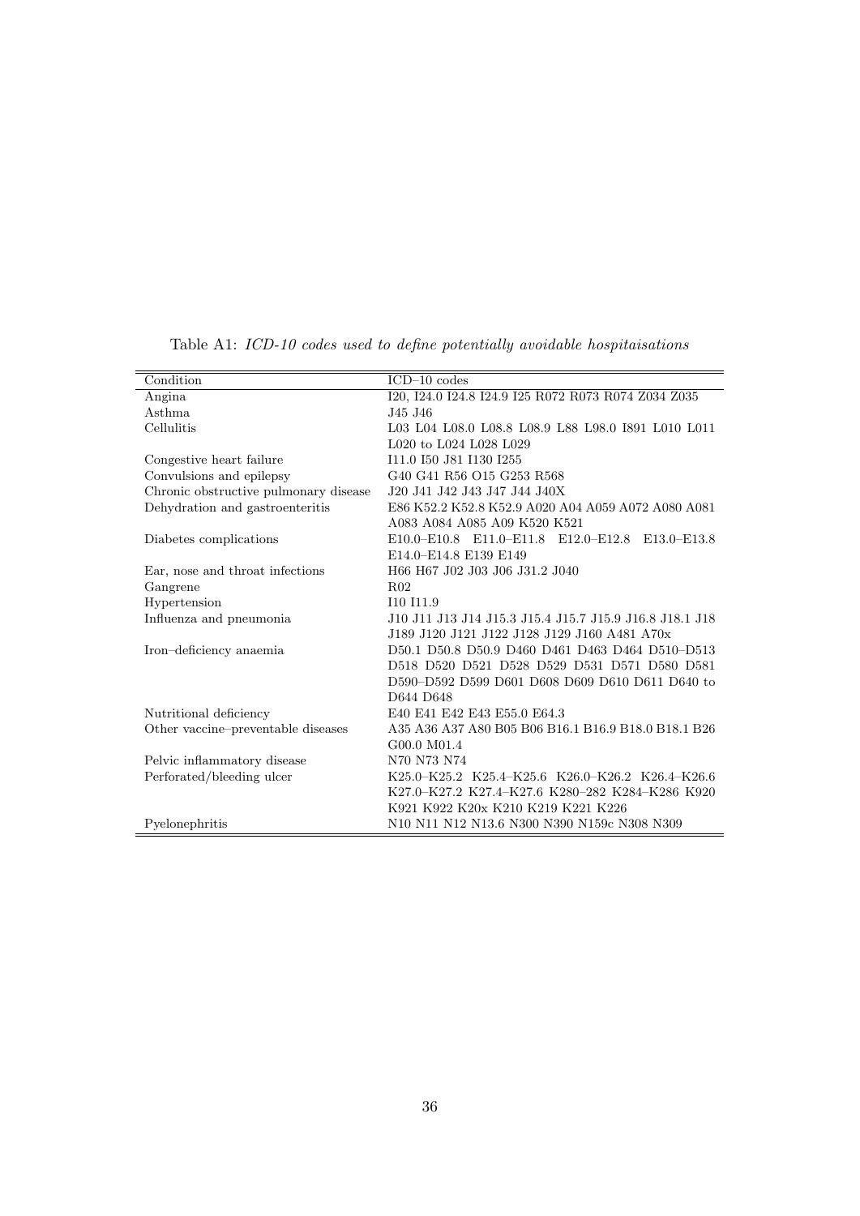Table A1: *ICD-10 codes used to define potentially avoidable hospitaisations*

| Condition | ICD–10 codes |
|---|---|
| Angina | I20, I24.0 I24.8 I24.9 I25 R072 R073 R074 Z034 Z035 |
| Asthma | J45 J46 |
| Cellulitis | L03 L04 L08.0 L08.8 L08.9 L88 L98.0 I891 L010 L011 L020 to L024 L028 L029 |
| Congestive heart failure | I11.0 I50 J81 I130 I255 |
| Convulsions and epilepsy | G40 G41 R56 O15 G253 R568 |
| Chronic obstructive pulmonary disease | J20 J41 J42 J43 J47 J44 J40X |
| Dehydration and gastroenteritis | E86 K52.2 K52.8 K52.9 A020 A04 A059 A072 A080 A081 A083 A084 A085 A09 K520 K521 |
| Diabetes complications | E10.0–E10.8 E11.0–E11.8 E12.0–E12.8 E13.0–E13.8 E14.0–E14.8 E139 E149 |
| Ear, nose and throat infections | H66 H67 J02 J03 J06 J31.2 J040 |
| Gangrene | R02 |
| Hypertension | I10 I11.9 |
| Influenza and pneumonia | J10 J11 J13 J14 J15.3 J15.4 J15.7 J15.9 J16.8 J18.1 J18 J189 J120 J121 J122 J128 J129 J160 A481 A70x |
| Iron–deficiency anaemia | D50.1 D50.8 D50.9 D460 D461 D463 D464 D510–D513 D518 D520 D521 D528 D529 D531 D571 D580 D581 D590–D592 D599 D601 D608 D609 D610 D611 D640 to D644 D648 |
| Nutritional deficiency | E40 E41 E42 E43 E55.0 E64.3 |
| Other vaccine–preventable diseases | A35 A36 A37 A80 B05 B06 B16.1 B16.9 B18.0 B18.1 B26 G00.0 M01.4 |
| Pelvic inflammatory disease | N70 N73 N74 |
| Perforated/bleeding ulcer | K25.0–K25.2 K25.4–K25.6 K26.0–K26.2 K26.4–K26.6 K27.0–K27.2 K27.4–K27.6 K280–282 K284–K286 K920 K921 K922 K20x K210 K219 K221 K226 |
| Pyelonephritis | N10 N11 N12 N13.6 N300 N390 N159c N308 N309 |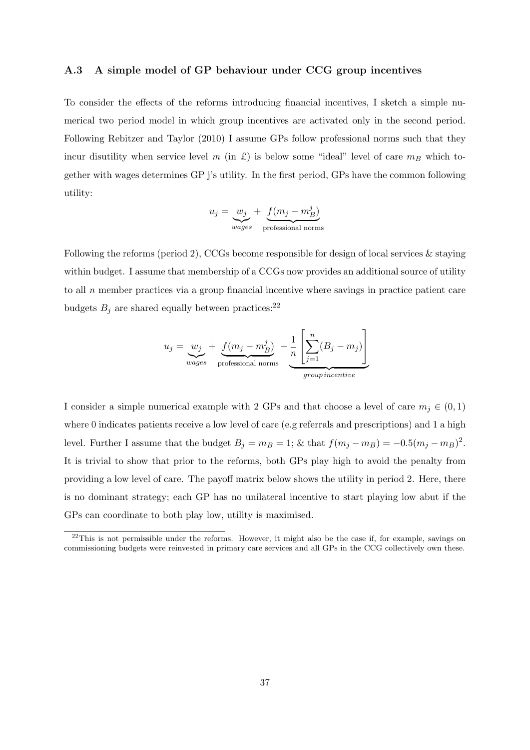### A.3 A simple model of GP behaviour under CCG group incentives

To consider the effects of the reforms introducing financial incentives, I sketch a simple numerical two period model in which group incentives are activated only in the second period. Following Rebitzer and Taylor (2010) I assume GPs follow professional norms such that they incur disutility when service level $m$ (in £) is below some "ideal" level of care $m_B$ which together with wages determines GP j's utility. In the first period, GPs have the common following utility:

$$u_j = \underbrace{w_j}_{wages} + \underbrace{f(m_j - m_B^j)}_{\text{professional norms}}$$

Following the reforms (period 2), CCGs become responsible for design of local services & staying within budget. I assume that membership of a CCGs now provides an additional source of utility to all $n$ member practices via a group financial incentive where savings in practice patient care budgets $B_j$ are shared equally between practices:[22]

$$u_j = \underbrace{w_j}_{wages} + \underbrace{f(m_j - m_B^j)}_{\text{professional norms}} + \underbrace{\frac{1}{n}\left[\sum_{j=1}^{n}(B_j - m_j)\right]}_{group\, incentive}$$

I consider a simple numerical example with 2 GPs and that choose a level of care $m_j \in (0, 1)$ where 0 indicates patients receive a low level of care (e.g referrals and prescriptions) and 1 a high level. Further I assume that the budget $B_j = m_B = 1$; & that $f(m_j - m_B) = -0.5(m_j - m_B)^2$. It is trivial to show that prior to the reforms, both GPs play high to avoid the penalty from providing a low level of care. The payoff matrix below shows the utility in period 2. Here, there is no dominant strategy; each GP has no unilateral incentive to start playing low abut if the GPs can coordinate to both play low, utility is maximised.

[22] This is not permissible under the reforms. However, it might also be the case if, for example, savings on commissioning budgets were reinvested in primary care services and all GPs in the CCG collectively own these.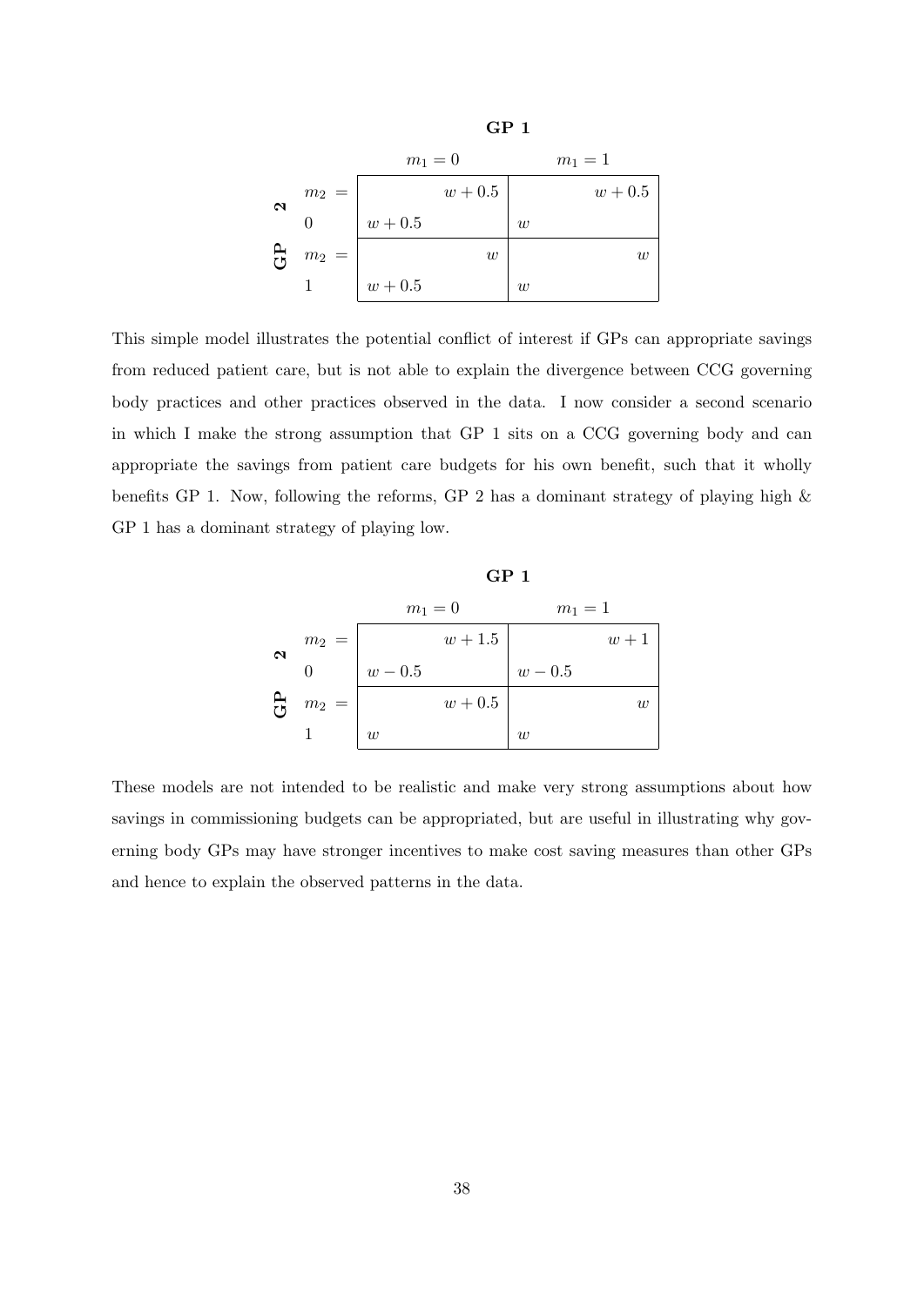|  | **GP 1** |  |
|---|---|---|
| **GP 2** | $m_1 = 0$ | $m_1 = 1$ |
| $m_2 = 0$ | $w + 0.5$, $w + 0.5$ | $w$, $w + 0.5$ |
| $m_2 = 1$ | $w + 0.5$, $w$ | $w$, $w$ |

This simple model illustrates the potential conflict of interest if GPs can appropriate savings from reduced patient care, but is not able to explain the divergence between CCG governing body practices and other practices observed in the data. I now consider a second scenario in which I make the strong assumption that GP 1 sits on a CCG governing body and can appropriate the savings from patient care budgets for his own benefit, such that it wholly benefits GP 1. Now, following the reforms, GP 2 has a dominant strategy of playing high & GP 1 has a dominant strategy of playing low.

|  | **GP 1** |  |
|---|---|---|
| **GP 2** | $m_1 = 0$ | $m_1 = 1$ |
| $m_2 = 0$ | $w - 0.5$, $w + 1.5$ | $w - 0.5$, $w + 1$ |
| $m_2 = 1$ | $w$, $w + 0.5$ | $w$, $w$ |

These models are not intended to be realistic and make very strong assumptions about how savings in commissioning budgets can be appropriated, but are useful in illustrating why governing body GPs may have stronger incentives to make cost saving measures than other GPs and hence to explain the observed patterns in the data.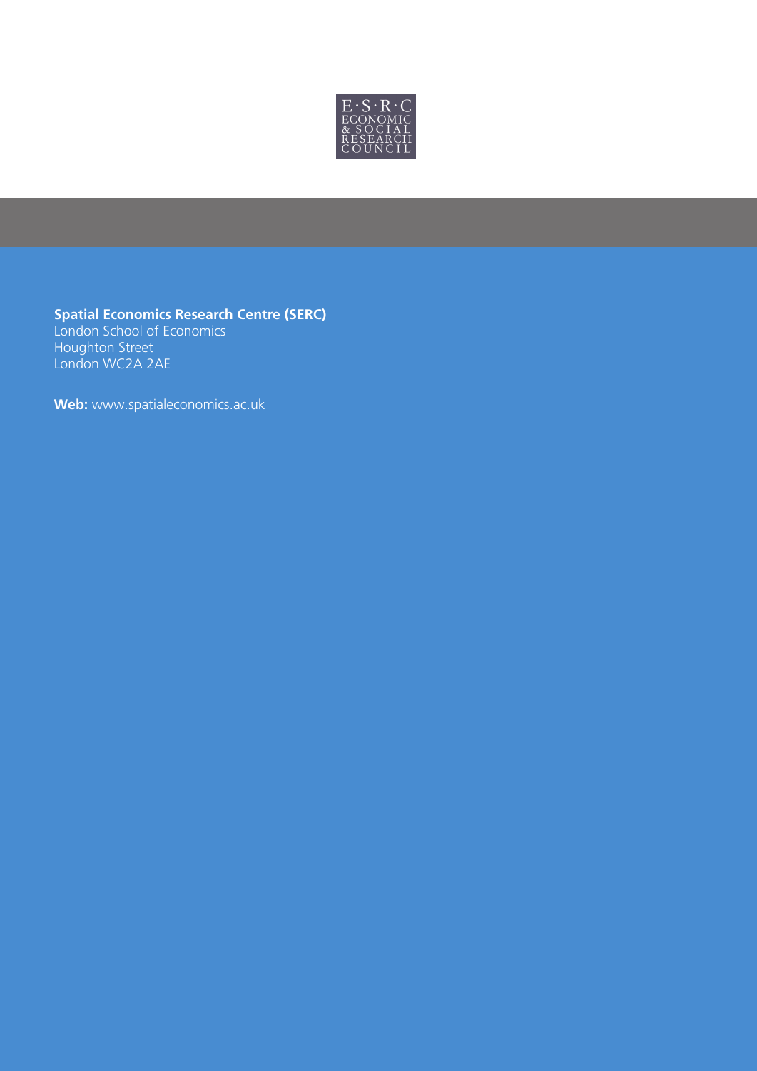E·S·R·C
ECONOMIC
& SOCIAL
RESEARCH
COUNCIL

**Spatial Economics Research Centre (SERC)**
London School of Economics
Houghton Street
London WC2A 2AE

**Web:** www.spatialeconomics.ac.uk